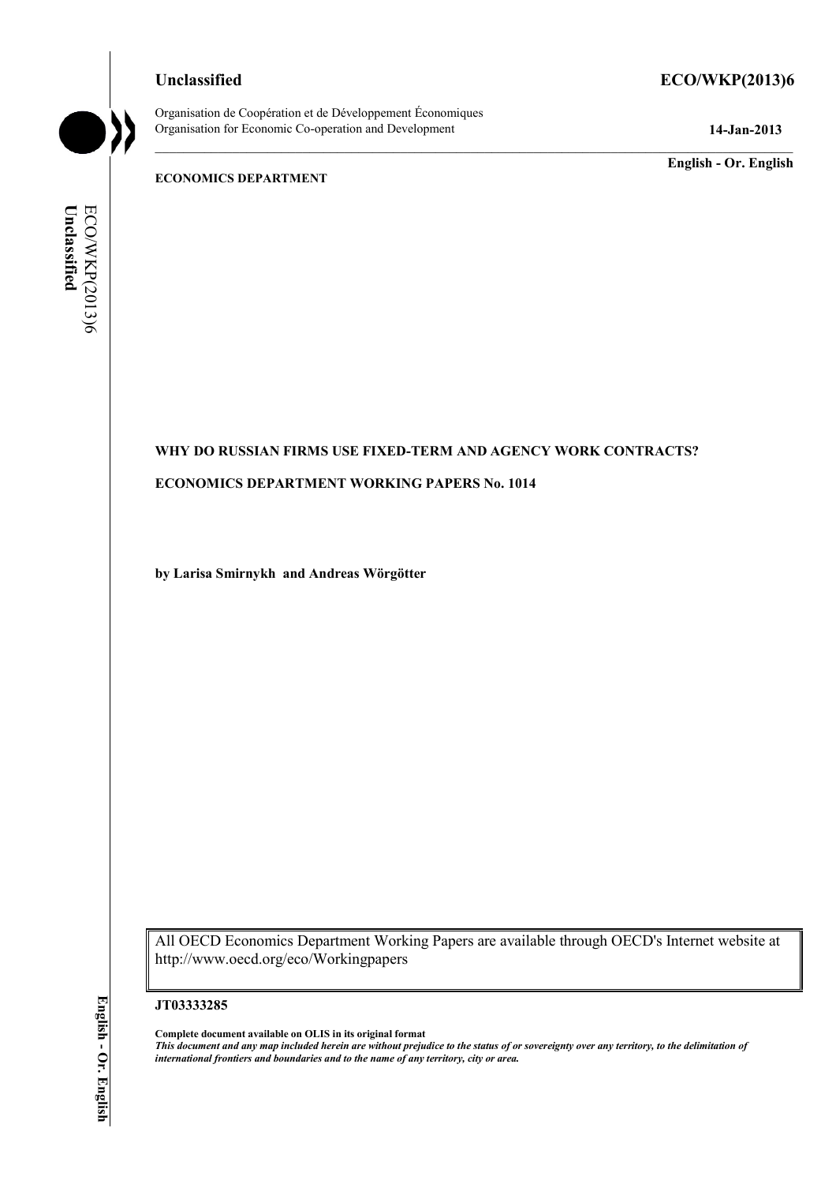**Unclassified** **ECO/WKP(2013)6**

Organisation de Coopération et de Développement Économiques
Organisation for Economic Co-operation and Development **14-Jan-2013**

**English - Or. English**

**ECONOMICS DEPARTMENT**

**WHY DO RUSSIAN FIRMS USE FIXED-TERM AND AGENCY WORK CONTRACTS?**

**ECONOMICS DEPARTMENT WORKING PAPERS No. 1014**

**by Larisa Smirnykh and Andreas Wörgötter**

All OECD Economics Department Working Papers are available through OECD's Internet website at http://www.oecd.org/eco/Workingpapers

**JT03333285**

**Complete document available on OLIS in its original format**

***This document and any map included herein are without prejudice to the status of or sovereignty over any territory, to the delimitation of international frontiers and boundaries and to the name of any territory, city or area.***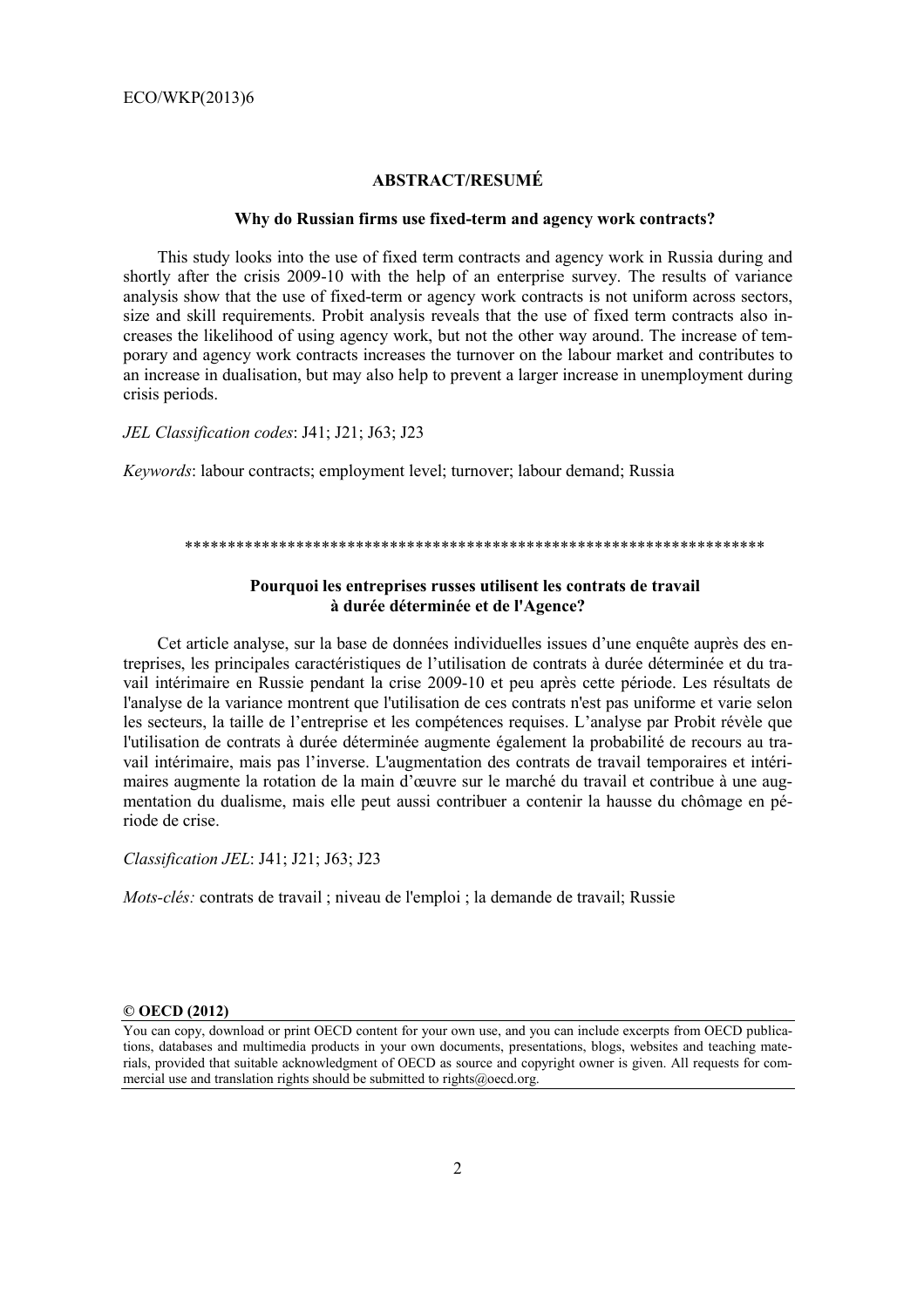## ABSTRACT/RESUMÉ

### Why do Russian firms use fixed-term and agency work contracts?

This study looks into the use of fixed term contracts and agency work in Russia during and shortly after the crisis 2009-10 with the help of an enterprise survey. The results of variance analysis show that the use of fixed-term or agency work contracts is not uniform across sectors, size and skill requirements. Probit analysis reveals that the use of fixed term contracts also increases the likelihood of using agency work, but not the other way around. The increase of temporary and agency work contracts increases the turnover on the labour market and contributes to an increase in dualisation, but may also help to prevent a larger increase in unemployment during crisis periods.

*JEL Classification codes*: J41; J21; J63; J23

*Keywords*: labour contracts; employment level; turnover; labour demand; Russia

\*\*\*\*\*\*\*\*\*\*\*\*\*\*\*\*\*\*\*\*\*\*\*\*\*\*\*\*\*\*\*\*\*\*\*\*\*\*\*\*\*\*\*\*\*\*\*\*\*\*\*\*\*\*\*\*\*\*\*\*\*\*\*\*\*\*\*\*\*\*

### Pourquoi les entreprises russes utilisent les contrats de travail à durée déterminée et de l'Agence?

Cet article analyse, sur la base de données individuelles issues d'une enquête auprès des entreprises, les principales caractéristiques de l'utilisation de contrats à durée déterminée et du travail intérimaire en Russie pendant la crise 2009-10 et peu après cette période. Les résultats de l'analyse de la variance montrent que l'utilisation de ces contrats n'est pas uniforme et varie selon les secteurs, la taille de l'entreprise et les compétences requises. L'analyse par Probit révèle que l'utilisation de contrats à durée déterminée augmente également la probabilité de recours au travail intérimaire, mais pas l'inverse. L'augmentation des contrats de travail temporaires et intérimaires augmente la rotation de la main d'œuvre sur le marché du travail et contribue à une augmentation du dualisme, mais elle peut aussi contribuer a contenir la hausse du chômage en période de crise.

*Classification JEL*: J41; J21; J63; J23

*Mots-clés:* contrats de travail ; niveau de l'emploi ; la demande de travail; Russie

**© OECD (2012)**

You can copy, download or print OECD content for your own use, and you can include excerpts from OECD publications, databases and multimedia products in your own documents, presentations, blogs, websites and teaching materials, provided that suitable acknowledgment of OECD as source and copyright owner is given. All requests for commercial use and translation rights should be submitted to rights@oecd.org.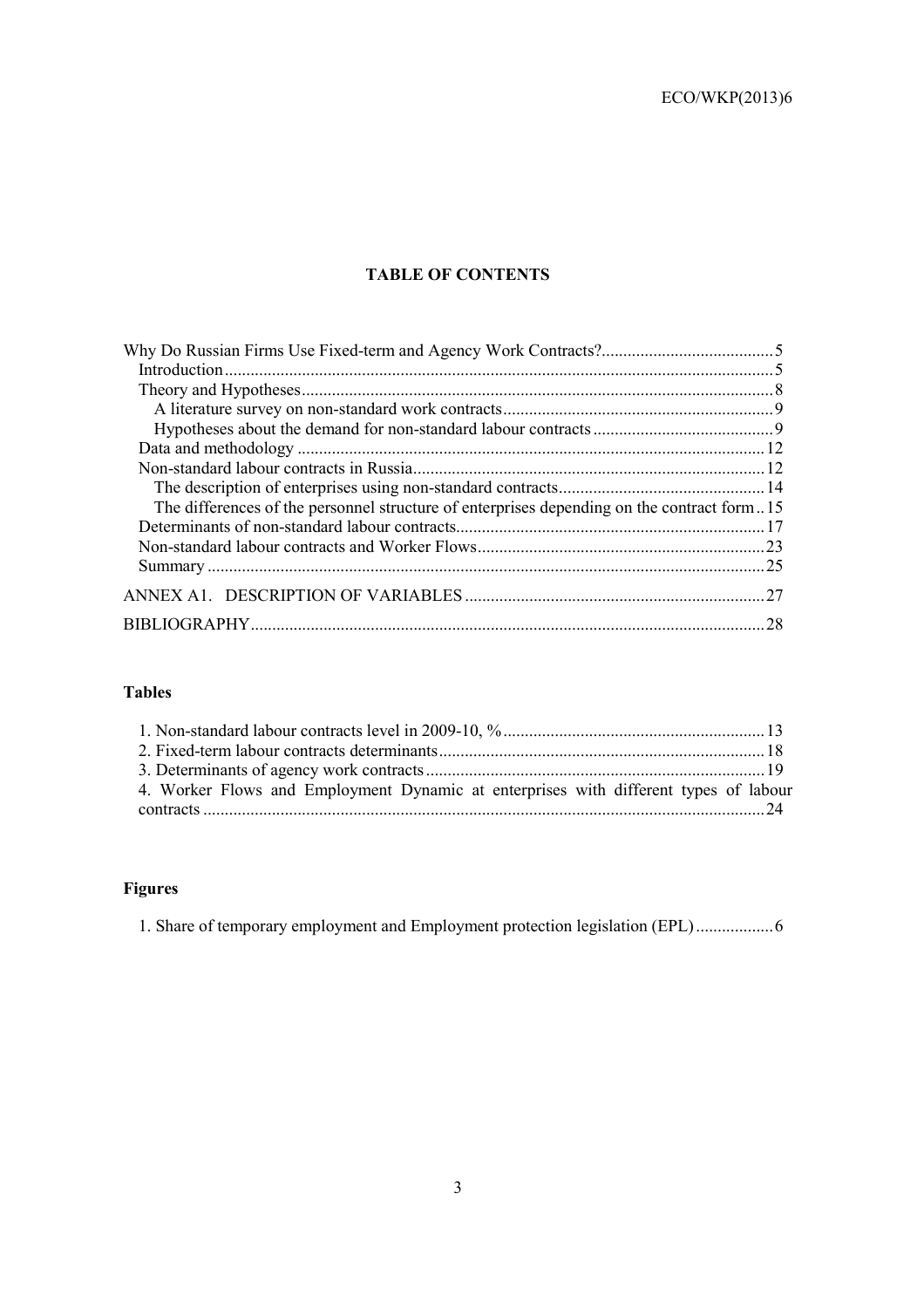## TABLE OF CONTENTS

Why Do Russian Firms Use Fixed-term and Agency Work Contracts?........................................5
- Introduction..........................................................................................................................5
- Theory and Hypotheses........................................................................................................8
  - A literature survey on non-standard work contracts..............................................................9
  - Hypotheses about the demand for non-standard labour contracts..........................................9
- Data and methodology ........................................................................................................12
- Non-standard labour contracts in Russia..............................................................................12
  - The description of enterprises using non-standard contracts...............................................14
  - The differences of the personnel structure of enterprises depending on the contract form..15
- Determinants of non-standard labour contracts....................................................................17
- Non-standard labour contracts and Worker Flows...............................................................23
- Summary .............................................................................................................................25

ANNEX A1. DESCRIPTION OF VARIABLES .....................................................................27

BIBLIOGRAPHY.......................................................................................................................28

### Tables

1. Non-standard labour contracts level in 2009-10, %............................................................13
2. Fixed-term labour contracts determinants...........................................................................18
3. Determinants of agency work contracts..............................................................................19
4. Worker Flows and Employment Dynamic at enterprises with different types of labour contracts ..................................................................................................................................24

### Figures

1. Share of temporary employment and Employment protection legislation (EPL)..................6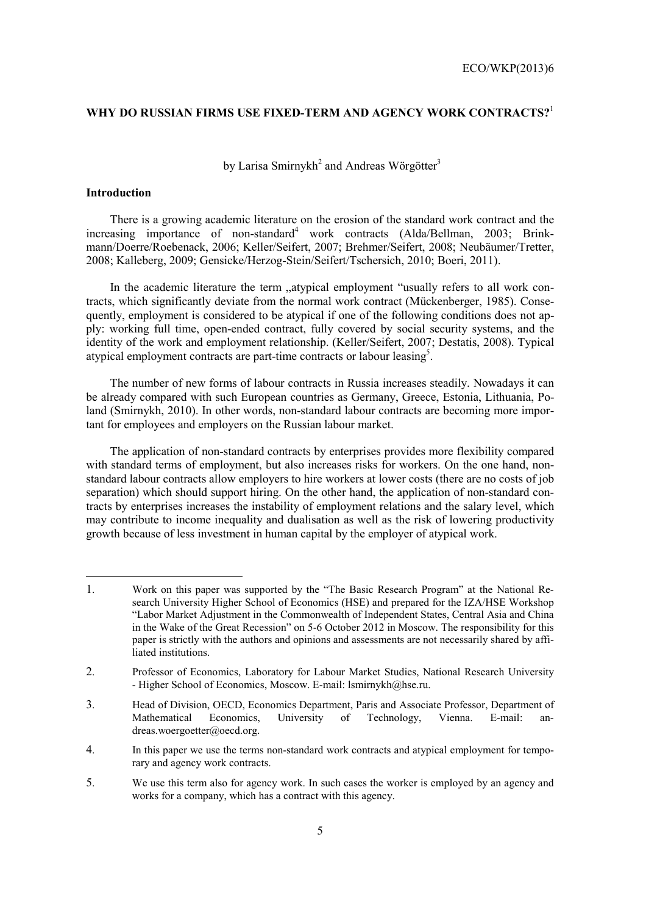# WHY DO RUSSIAN FIRMS USE FIXED-TERM AND AGENCY WORK CONTRACTS?[1]

by Larisa Smirnykh[2] and Andreas Wörgötter[3]

## Introduction

There is a growing academic literature on the erosion of the standard work contract and the increasing importance of non-standard[4] work contracts (Alda/Bellman, 2003; Brinkmann/Doerre/Roebenack, 2006; Keller/Seifert, 2007; Brehmer/Seifert, 2008; Neubäumer/Tretter, 2008; Kalleberg, 2009; Gensicke/Herzog-Stein/Seifert/Tschersich, 2010; Boeri, 2011).

In the academic literature the term „atypical employment "usually refers to all work contracts, which significantly deviate from the normal work contract (Mückenberger, 1985). Consequently, employment is considered to be atypical if one of the following conditions does not apply: working full time, open-ended contract, fully covered by social security systems, and the identity of the work and employment relationship. (Keller/Seifert, 2007; Destatis, 2008). Typical atypical employment contracts are part-time contracts or labour leasing[5].

The number of new forms of labour contracts in Russia increases steadily. Nowadays it can be already compared with such European countries as Germany, Greece, Estonia, Lithuania, Poland (Smirnykh, 2010). In other words, non-standard labour contracts are becoming more important for employees and employers on the Russian labour market.

The application of non-standard contracts by enterprises provides more flexibility compared with standard terms of employment, but also increases risks for workers. On the one hand, non-standard labour contracts allow employers to hire workers at lower costs (there are no costs of job separation) which should support hiring. On the other hand, the application of non-standard contracts by enterprises increases the instability of employment relations and the salary level, which may contribute to income inequality and dualisation as well as the risk of lowering productivity growth because of less investment in human capital by the employer of atypical work.

---

1. Work on this paper was supported by the "The Basic Research Program" at the National Research University Higher School of Economics (HSE) and prepared for the IZA/HSE Workshop "Labor Market Adjustment in the Commonwealth of Independent States, Central Asia and China in the Wake of the Great Recession" on 5-6 October 2012 in Moscow. The responsibility for this paper is strictly with the authors and opinions and assessments are not necessarily shared by affiliated institutions.

2. Professor of Economics, Laboratory for Labour Market Studies, National Research University - Higher School of Economics, Moscow. E-mail: lsmirnykh@hse.ru.

3. Head of Division, OECD, Economics Department, Paris and Associate Professor, Department of Mathematical Economics, University of Technology, Vienna. E-mail: andreas.woergoetter@oecd.org.

4. In this paper we use the terms non-standard work contracts and atypical employment for temporary and agency work contracts.

5. We use this term also for agency work. In such cases the worker is employed by an agency and works for a company, which has a contract with this agency.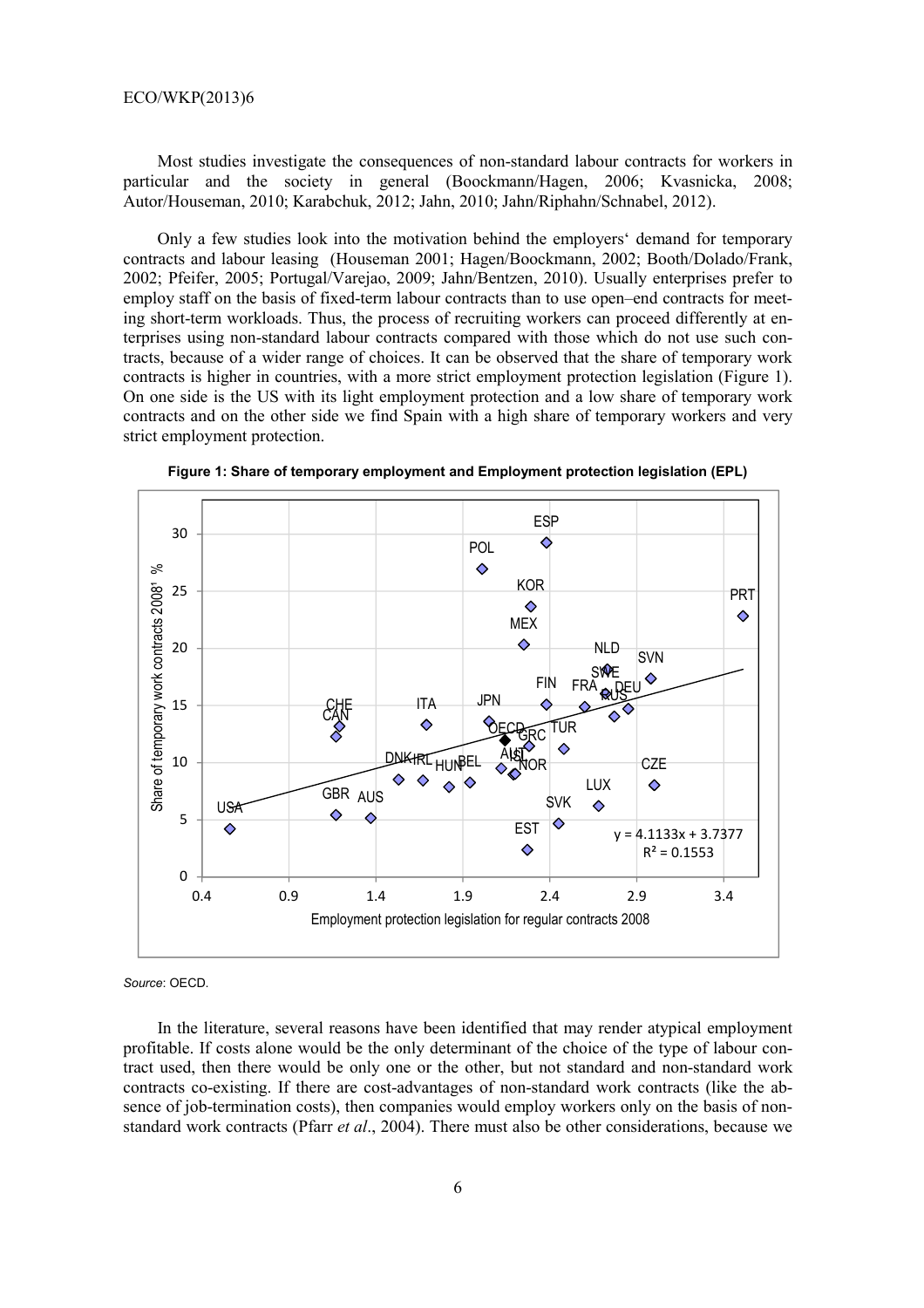Most studies investigate the consequences of non-standard labour contracts for workers in particular and the society in general (Boockmann/Hagen, 2006; Kvasnicka, 2008; Autor/Houseman, 2010; Karabchuk, 2012; Jahn, 2010; Jahn/Riphahn/Schnabel, 2012).

Only a few studies look into the motivation behind the employers' demand for temporary contracts and labour leasing (Houseman 2001; Hagen/Boockmann, 2002; Booth/Dolado/Frank, 2002; Pfeifer, 2005; Portugal/Varejao, 2009; Jahn/Bentzen, 2010). Usually enterprises prefer to employ staff on the basis of fixed-term labour contracts than to use open–end contracts for meeting short-term workloads. Thus, the process of recruiting workers can proceed differently at enterprises using non-standard labour contracts compared with those which do not use such contracts, because of a wider range of choices. It can be observed that the share of temporary work contracts is higher in countries, with a more strict employment protection legislation (Figure 1). On one side is the US with its light employment protection and a low share of temporary work contracts and on the other side we find Spain with a high share of temporary workers and very strict employment protection.

**Figure 1: Share of temporary employment and Employment protection legislation (EPL)**

*Source*: OECD.

In the literature, several reasons have been identified that may render atypical employment profitable. If costs alone would be the only determinant of the choice of the type of labour contract used, then there would be only one or the other, but not standard and non-standard work contracts co-existing. If there are cost-advantages of non-standard work contracts (like the absence of job-termination costs), then companies would employ workers only on the basis of non-standard work contracts (Pfarr *et al*., 2004). There must also be other considerations, because we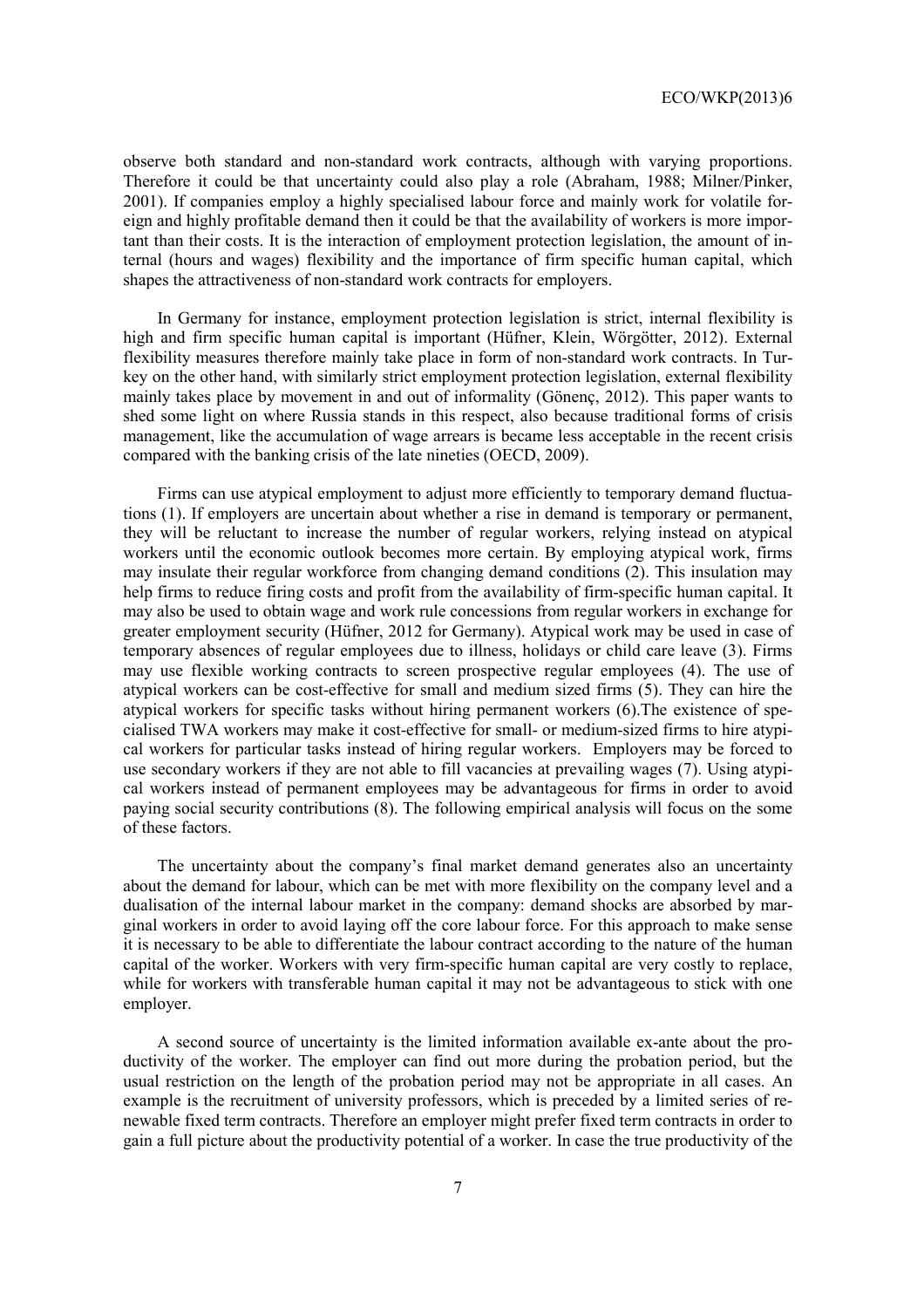observe both standard and non-standard work contracts, although with varying proportions. Therefore it could be that uncertainty could also play a role (Abraham, 1988; Milner/Pinker, 2001). If companies employ a highly specialised labour force and mainly work for volatile foreign and highly profitable demand then it could be that the availability of workers is more important than their costs. It is the interaction of employment protection legislation, the amount of internal (hours and wages) flexibility and the importance of firm specific human capital, which shapes the attractiveness of non-standard work contracts for employers.

In Germany for instance, employment protection legislation is strict, internal flexibility is high and firm specific human capital is important (Hüfner, Klein, Wörgötter, 2012). External flexibility measures therefore mainly take place in form of non-standard work contracts. In Turkey on the other hand, with similarly strict employment protection legislation, external flexibility mainly takes place by movement in and out of informality (Gönenç, 2012). This paper wants to shed some light on where Russia stands in this respect, also because traditional forms of crisis management, like the accumulation of wage arrears is became less acceptable in the recent crisis compared with the banking crisis of the late nineties (OECD, 2009).

Firms can use atypical employment to adjust more efficiently to temporary demand fluctuations (1). If employers are uncertain about whether a rise in demand is temporary or permanent, they will be reluctant to increase the number of regular workers, relying instead on atypical workers until the economic outlook becomes more certain. By employing atypical work, firms may insulate their regular workforce from changing demand conditions (2). This insulation may help firms to reduce firing costs and profit from the availability of firm-specific human capital. It may also be used to obtain wage and work rule concessions from regular workers in exchange for greater employment security (Hüfner, 2012 for Germany). Atypical work may be used in case of temporary absences of regular employees due to illness, holidays or child care leave (3). Firms may use flexible working contracts to screen prospective regular employees (4). The use of atypical workers can be cost-effective for small and medium sized firms (5). They can hire the atypical workers for specific tasks without hiring permanent workers (6).The existence of specialised TWA workers may make it cost-effective for small- or medium-sized firms to hire atypical workers for particular tasks instead of hiring regular workers. Employers may be forced to use secondary workers if they are not able to fill vacancies at prevailing wages (7). Using atypical workers instead of permanent employees may be advantageous for firms in order to avoid paying social security contributions (8). The following empirical analysis will focus on the some of these factors.

The uncertainty about the company's final market demand generates also an uncertainty about the demand for labour, which can be met with more flexibility on the company level and a dualisation of the internal labour market in the company: demand shocks are absorbed by marginal workers in order to avoid laying off the core labour force. For this approach to make sense it is necessary to be able to differentiate the labour contract according to the nature of the human capital of the worker. Workers with very firm-specific human capital are very costly to replace, while for workers with transferable human capital it may not be advantageous to stick with one employer.

A second source of uncertainty is the limited information available ex-ante about the productivity of the worker. The employer can find out more during the probation period, but the usual restriction on the length of the probation period may not be appropriate in all cases. An example is the recruitment of university professors, which is preceded by a limited series of renewable fixed term contracts. Therefore an employer might prefer fixed term contracts in order to gain a full picture about the productivity potential of a worker. In case the true productivity of the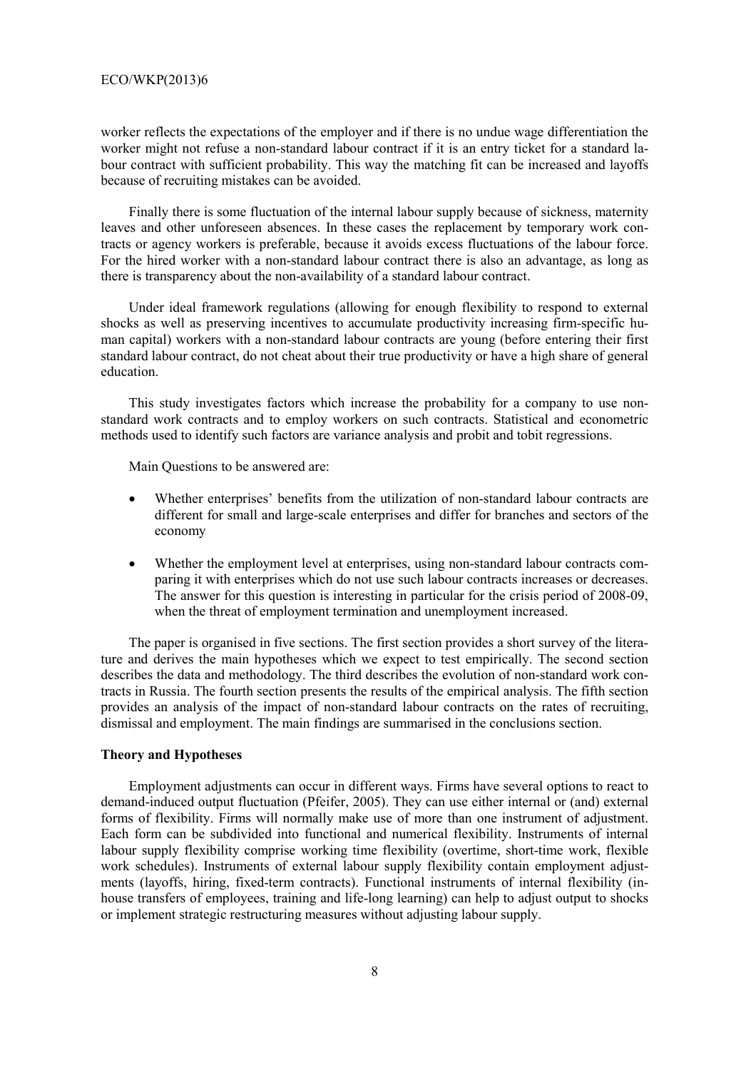worker reflects the expectations of the employer and if there is no undue wage differentiation the worker might not refuse a non-standard labour contract if it is an entry ticket for a standard labour contract with sufficient probability. This way the matching fit can be increased and layoffs because of recruiting mistakes can be avoided.

Finally there is some fluctuation of the internal labour supply because of sickness, maternity leaves and other unforeseen absences. In these cases the replacement by temporary work contracts or agency workers is preferable, because it avoids excess fluctuations of the labour force. For the hired worker with a non-standard labour contract there is also an advantage, as long as there is transparency about the non-availability of a standard labour contract.

Under ideal framework regulations (allowing for enough flexibility to respond to external shocks as well as preserving incentives to accumulate productivity increasing firm-specific human capital) workers with a non-standard labour contracts are young (before entering their first standard labour contract, do not cheat about their true productivity or have a high share of general education.

This study investigates factors which increase the probability for a company to use non-standard work contracts and to employ workers on such contracts. Statistical and econometric methods used to identify such factors are variance analysis and probit and tobit regressions.

Main Questions to be answered are:

- Whether enterprises' benefits from the utilization of non-standard labour contracts are different for small and large-scale enterprises and differ for branches and sectors of the economy

- Whether the employment level at enterprises, using non-standard labour contracts comparing it with enterprises which do not use such labour contracts increases or decreases. The answer for this question is interesting in particular for the crisis period of 2008-09, when the threat of employment termination and unemployment increased.

The paper is organised in five sections. The first section provides a short survey of the literature and derives the main hypotheses which we expect to test empirically. The second section describes the data and methodology. The third describes the evolution of non-standard work contracts in Russia. The fourth section presents the results of the empirical analysis. The fifth section provides an analysis of the impact of non-standard labour contracts on the rates of recruiting, dismissal and employment. The main findings are summarised in the conclusions section.

**Theory and Hypotheses**

Employment adjustments can occur in different ways. Firms have several options to react to demand-induced output fluctuation (Pfeifer, 2005). They can use either internal or (and) external forms of flexibility. Firms will normally make use of more than one instrument of adjustment. Each form can be subdivided into functional and numerical flexibility. Instruments of internal labour supply flexibility comprise working time flexibility (overtime, short-time work, flexible work schedules). Instruments of external labour supply flexibility contain employment adjustments (layoffs, hiring, fixed-term contracts). Functional instruments of internal flexibility (in-house transfers of employees, training and life-long learning) can help to adjust output to shocks or implement strategic restructuring measures without adjusting labour supply.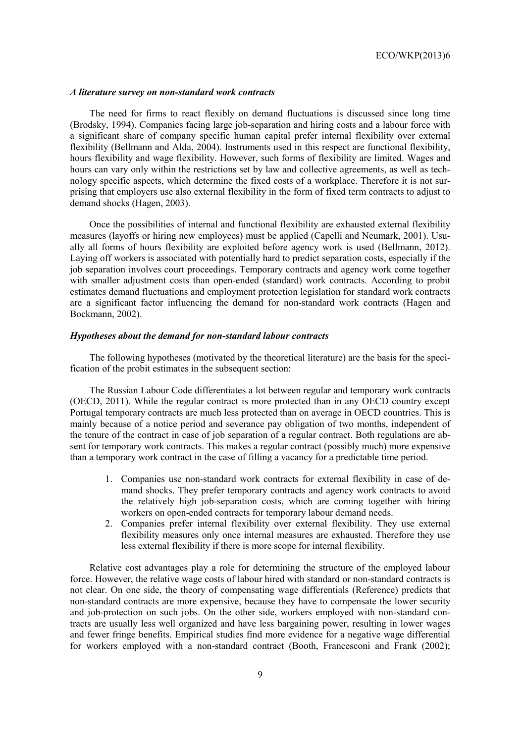### *A literature survey on non-standard work contracts*

The need for firms to react flexibly on demand fluctuations is discussed since long time (Brodsky, 1994). Companies facing large job-separation and hiring costs and a labour force with a significant share of company specific human capital prefer internal flexibility over external flexibility (Bellmann and Alda, 2004). Instruments used in this respect are functional flexibility, hours flexibility and wage flexibility. However, such forms of flexibility are limited. Wages and hours can vary only within the restrictions set by law and collective agreements, as well as technology specific aspects, which determine the fixed costs of a workplace. Therefore it is not surprising that employers use also external flexibility in the form of fixed term contracts to adjust to demand shocks (Hagen, 2003).

Once the possibilities of internal and functional flexibility are exhausted external flexibility measures (layoffs or hiring new employees) must be applied (Capelli and Neumark, 2001). Usually all forms of hours flexibility are exploited before agency work is used (Bellmann, 2012). Laying off workers is associated with potentially hard to predict separation costs, especially if the job separation involves court proceedings. Temporary contracts and agency work come together with smaller adjustment costs than open-ended (standard) work contracts. According to probit estimates demand fluctuations and employment protection legislation for standard work contracts are a significant factor influencing the demand for non-standard work contracts (Hagen and Bockmann, 2002).

### *Hypotheses about the demand for non-standard labour contracts*

The following hypotheses (motivated by the theoretical literature) are the basis for the specification of the probit estimates in the subsequent section:

The Russian Labour Code differentiates a lot between regular and temporary work contracts (OECD, 2011). While the regular contract is more protected than in any OECD country except Portugal temporary contracts are much less protected than on average in OECD countries. This is mainly because of a notice period and severance pay obligation of two months, independent of the tenure of the contract in case of job separation of a regular contract. Both regulations are absent for temporary work contracts. This makes a regular contract (possibly much) more expensive than a temporary work contract in the case of filling a vacancy for a predictable time period.

1. Companies use non-standard work contracts for external flexibility in case of demand shocks. They prefer temporary contracts and agency work contracts to avoid the relatively high job-separation costs, which are coming together with hiring workers on open-ended contracts for temporary labour demand needs.
2. Companies prefer internal flexibility over external flexibility. They use external flexibility measures only once internal measures are exhausted. Therefore they use less external flexibility if there is more scope for internal flexibility.

Relative cost advantages play a role for determining the structure of the employed labour force. However, the relative wage costs of labour hired with standard or non-standard contracts is not clear. On one side, the theory of compensating wage differentials (Reference) predicts that non-standard contracts are more expensive, because they have to compensate the lower security and job-protection on such jobs. On the other side, workers employed with non-standard contracts are usually less well organized and have less bargaining power, resulting in lower wages and fewer fringe benefits. Empirical studies find more evidence for a negative wage differential for workers employed with a non-standard contract (Booth, Francesconi and Frank (2002);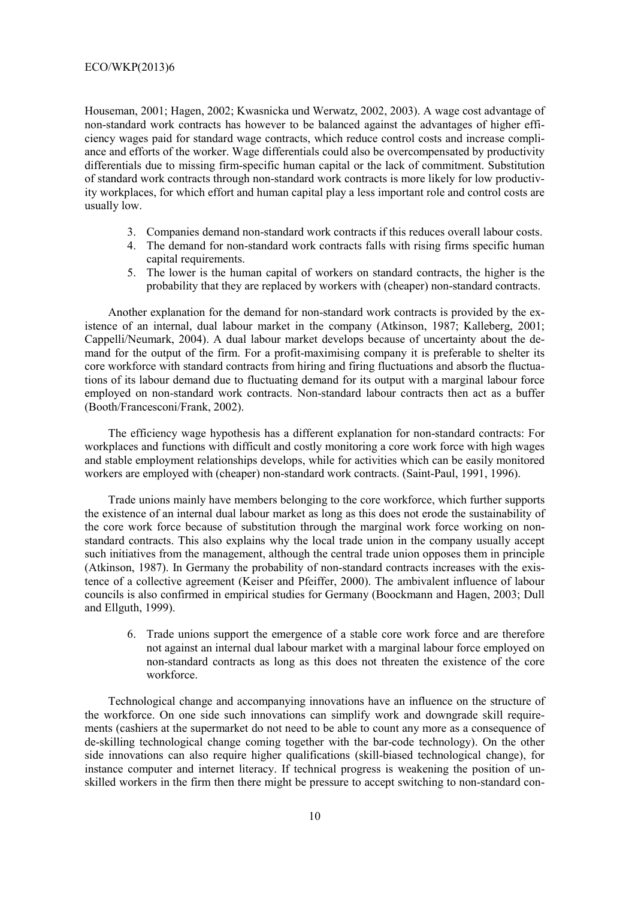Houseman, 2001; Hagen, 2002; Kwasnicka und Werwatz, 2002, 2003). A wage cost advantage of non-standard work contracts has however to be balanced against the advantages of higher efficiency wages paid for standard wage contracts, which reduce control costs and increase compliance and efforts of the worker. Wage differentials could also be overcompensated by productivity differentials due to missing firm-specific human capital or the lack of commitment. Substitution of standard work contracts through non-standard work contracts is more likely for low productivity workplaces, for which effort and human capital play a less important role and control costs are usually low.

3. Companies demand non-standard work contracts if this reduces overall labour costs.
4. The demand for non-standard work contracts falls with rising firms specific human capital requirements.
5. The lower is the human capital of workers on standard contracts, the higher is the probability that they are replaced by workers with (cheaper) non-standard contracts.

Another explanation for the demand for non-standard work contracts is provided by the existence of an internal, dual labour market in the company (Atkinson, 1987; Kalleberg, 2001; Cappelli/Neumark, 2004). A dual labour market develops because of uncertainty about the demand for the output of the firm. For a profit-maximising company it is preferable to shelter its core workforce with standard contracts from hiring and firing fluctuations and absorb the fluctuations of its labour demand due to fluctuating demand for its output with a marginal labour force employed on non-standard work contracts. Non-standard labour contracts then act as a buffer (Booth/Francesconi/Frank, 2002).

The efficiency wage hypothesis has a different explanation for non-standard contracts: For workplaces and functions with difficult and costly monitoring a core work force with high wages and stable employment relationships develops, while for activities which can be easily monitored workers are employed with (cheaper) non-standard work contracts. (Saint-Paul, 1991, 1996).

Trade unions mainly have members belonging to the core workforce, which further supports the existence of an internal dual labour market as long as this does not erode the sustainability of the core work force because of substitution through the marginal work force working on non-standard contracts. This also explains why the local trade union in the company usually accept such initiatives from the management, although the central trade union opposes them in principle (Atkinson, 1987). In Germany the probability of non-standard contracts increases with the existence of a collective agreement (Keiser and Pfeiffer, 2000). The ambivalent influence of labour councils is also confirmed in empirical studies for Germany (Boockmann and Hagen, 2003; Dull and Ellguth, 1999).

6. Trade unions support the emergence of a stable core work force and are therefore not against an internal dual labour market with a marginal labour force employed on non-standard contracts as long as this does not threaten the existence of the core workforce.

Technological change and accompanying innovations have an influence on the structure of the workforce. On one side such innovations can simplify work and downgrade skill requirements (cashiers at the supermarket do not need to be able to count any more as a consequence of de-skilling technological change coming together with the bar-code technology). On the other side innovations can also require higher qualifications (skill-biased technological change), for instance computer and internet literacy. If technical progress is weakening the position of unskilled workers in the firm then there might be pressure to accept switching to non-standard con-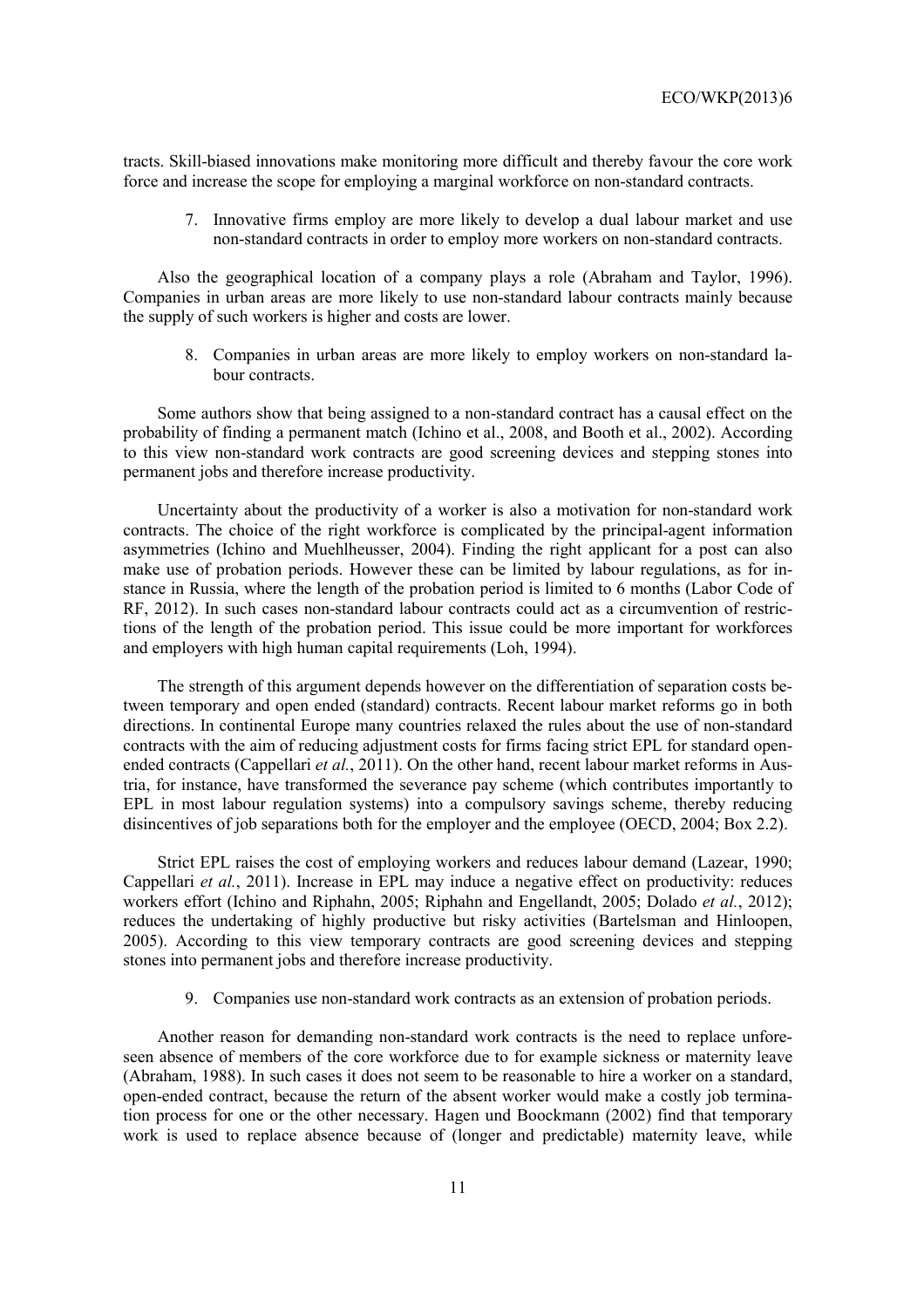tracts. Skill-biased innovations make monitoring more difficult and thereby favour the core work force and increase the scope for employing a marginal workforce on non-standard contracts.

7. Innovative firms employ are more likely to develop a dual labour market and use non-standard contracts in order to employ more workers on non-standard contracts.

Also the geographical location of a company plays a role (Abraham and Taylor, 1996). Companies in urban areas are more likely to use non-standard labour contracts mainly because the supply of such workers is higher and costs are lower.

8. Companies in urban areas are more likely to employ workers on non-standard labour contracts.

Some authors show that being assigned to a non-standard contract has a causal effect on the probability of finding a permanent match (Ichino et al., 2008, and Booth et al., 2002). According to this view non-standard work contracts are good screening devices and stepping stones into permanent jobs and therefore increase productivity.

Uncertainty about the productivity of a worker is also a motivation for non-standard work contracts. The choice of the right workforce is complicated by the principal-agent information asymmetries (Ichino and Muehlheusser, 2004). Finding the right applicant for a post can also make use of probation periods. However these can be limited by labour regulations, as for instance in Russia, where the length of the probation period is limited to 6 months (Labor Code of RF, 2012). In such cases non-standard labour contracts could act as a circumvention of restrictions of the length of the probation period. This issue could be more important for workforces and employers with high human capital requirements (Loh, 1994).

The strength of this argument depends however on the differentiation of separation costs between temporary and open ended (standard) contracts. Recent labour market reforms go in both directions. In continental Europe many countries relaxed the rules about the use of non-standard contracts with the aim of reducing adjustment costs for firms facing strict EPL for standard open-ended contracts (Cappellari *et al.*, 2011). On the other hand, recent labour market reforms in Austria, for instance, have transformed the severance pay scheme (which contributes importantly to EPL in most labour regulation systems) into a compulsory savings scheme, thereby reducing disincentives of job separations both for the employer and the employee (OECD, 2004; Box 2.2).

Strict EPL raises the cost of employing workers and reduces labour demand (Lazear, 1990; Cappellari *et al.*, 2011). Increase in EPL may induce a negative effect on productivity: reduces workers effort (Ichino and Riphahn, 2005; Riphahn and Engellandt, 2005; Dolado *et al.*, 2012); reduces the undertaking of highly productive but risky activities (Bartelsman and Hinloopen, 2005). According to this view temporary contracts are good screening devices and stepping stones into permanent jobs and therefore increase productivity.

9. Companies use non-standard work contracts as an extension of probation periods.

Another reason for demanding non-standard work contracts is the need to replace unforeseen absence of members of the core workforce due to for example sickness or maternity leave (Abraham, 1988). In such cases it does not seem to be reasonable to hire a worker on a standard, open-ended contract, because the return of the absent worker would make a costly job termination process for one or the other necessary. Hagen und Boockmann (2002) find that temporary work is used to replace absence because of (longer and predictable) maternity leave, while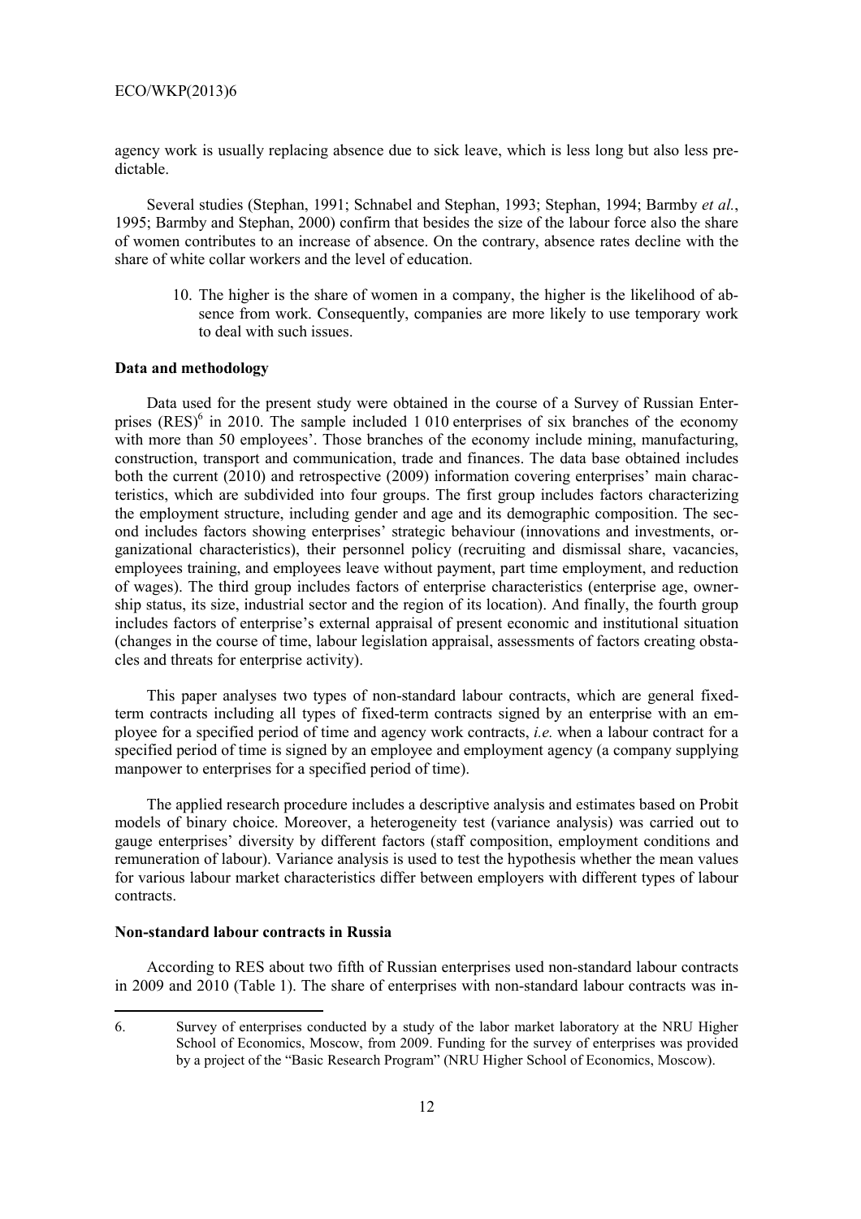agency work is usually replacing absence due to sick leave, which is less long but also less predictable.

Several studies (Stephan, 1991; Schnabel and Stephan, 1993; Stephan, 1994; Barmby *et al.*, 1995; Barmby and Stephan, 2000) confirm that besides the size of the labour force also the share of women contributes to an increase of absence. On the contrary, absence rates decline with the share of white collar workers and the level of education.

> 10. The higher is the share of women in a company, the higher is the likelihood of absence from work. Consequently, companies are more likely to use temporary work to deal with such issues.

### Data and methodology

Data used for the present study were obtained in the course of a Survey of Russian Enterprises (RES)[6] in 2010. The sample included 1 010 enterprises of six branches of the economy with more than 50 employees'. Those branches of the economy include mining, manufacturing, construction, transport and communication, trade and finances. The data base obtained includes both the current (2010) and retrospective (2009) information covering enterprises' main characteristics, which are subdivided into four groups. The first group includes factors characterizing the employment structure, including gender and age and its demographic composition. The second includes factors showing enterprises' strategic behaviour (innovations and investments, organizational characteristics), their personnel policy (recruiting and dismissal share, vacancies, employees training, and employees leave without payment, part time employment, and reduction of wages). The third group includes factors of enterprise characteristics (enterprise age, ownership status, its size, industrial sector and the region of its location). And finally, the fourth group includes factors of enterprise's external appraisal of present economic and institutional situation (changes in the course of time, labour legislation appraisal, assessments of factors creating obstacles and threats for enterprise activity).

This paper analyses two types of non-standard labour contracts, which are general fixed-term contracts including all types of fixed-term contracts signed by an enterprise with an employee for a specified period of time and agency work contracts, *i.e.* when a labour contract for a specified period of time is signed by an employee and employment agency (a company supplying manpower to enterprises for a specified period of time).

The applied research procedure includes a descriptive analysis and estimates based on Probit models of binary choice. Moreover, a heterogeneity test (variance analysis) was carried out to gauge enterprises' diversity by different factors (staff composition, employment conditions and remuneration of labour). Variance analysis is used to test the hypothesis whether the mean values for various labour market characteristics differ between employers with different types of labour contracts.

### Non-standard labour contracts in Russia

According to RES about two fifth of Russian enterprises used non-standard labour contracts in 2009 and 2010 (Table 1). The share of enterprises with non-standard labour contracts was in-

---

6. Survey of enterprises conducted by a study of the labor market laboratory at the NRU Higher School of Economics, Moscow, from 2009. Funding for the survey of enterprises was provided by a project of the "Basic Research Program" (NRU Higher School of Economics, Moscow).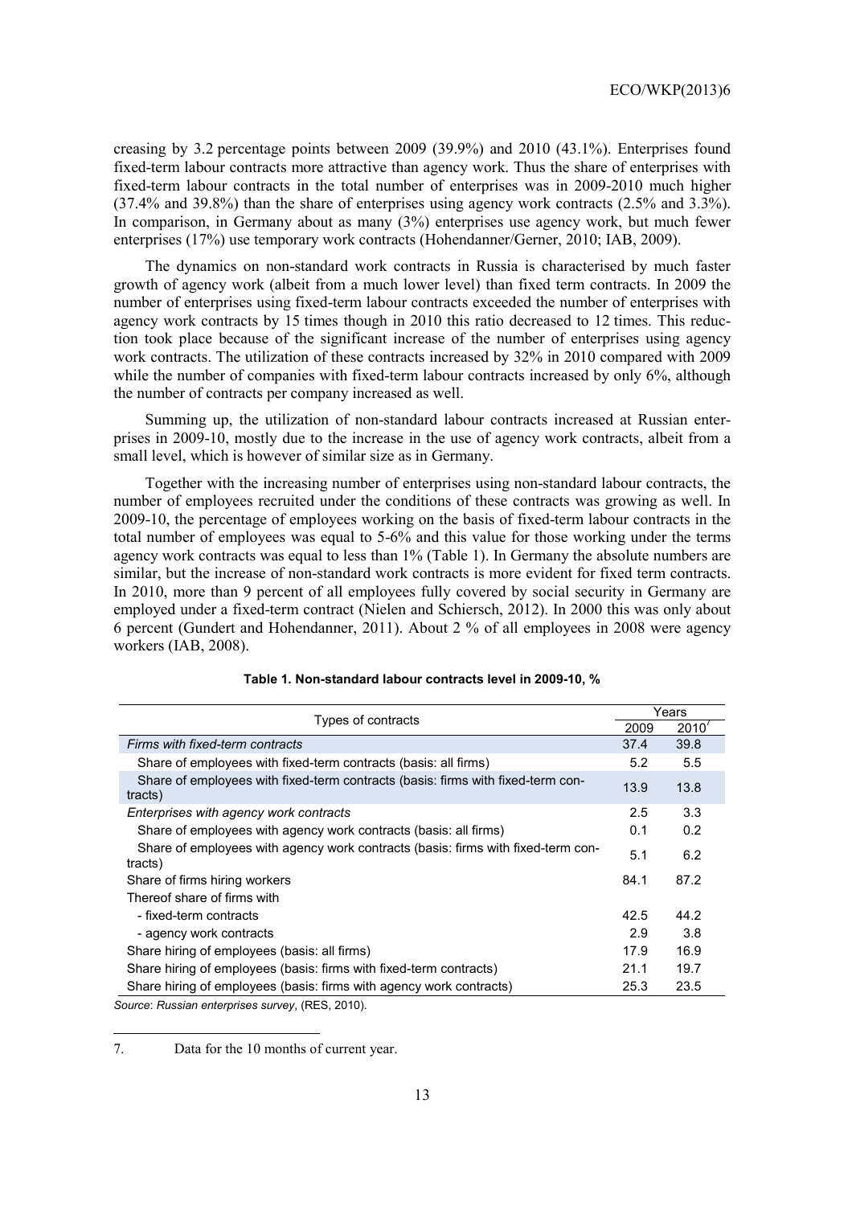creasing by 3.2 percentage points between 2009 (39.9%) and 2010 (43.1%). Enterprises found fixed-term labour contracts more attractive than agency work. Thus the share of enterprises with fixed-term labour contracts in the total number of enterprises was in 2009-2010 much higher (37.4% and 39.8%) than the share of enterprises using agency work contracts (2.5% and 3.3%). In comparison, in Germany about as many (3%) enterprises use agency work, but much fewer enterprises (17%) use temporary work contracts (Hohendanner/Gerner, 2010; IAB, 2009).

The dynamics on non-standard work contracts in Russia is characterised by much faster growth of agency work (albeit from a much lower level) than fixed term contracts. In 2009 the number of enterprises using fixed-term labour contracts exceeded the number of enterprises with agency work contracts by 15 times though in 2010 this ratio decreased to 12 times. This reduction took place because of the significant increase of the number of enterprises using agency work contracts. The utilization of these contracts increased by 32% in 2010 compared with 2009 while the number of companies with fixed-term labour contracts increased by only 6%, although the number of contracts per company increased as well.

Summing up, the utilization of non-standard labour contracts increased at Russian enterprises in 2009-10, mostly due to the increase in the use of agency work contracts, albeit from a small level, which is however of similar size as in Germany.

Together with the increasing number of enterprises using non-standard labour contracts, the number of employees recruited under the conditions of these contracts was growing as well. In 2009-10, the percentage of employees working on the basis of fixed-term labour contracts in the total number of employees was equal to 5-6% and this value for those working under the terms agency work contracts was equal to less than 1% (Table 1). In Germany the absolute numbers are similar, but the increase of non-standard work contracts is more evident for fixed term contracts. In 2010, more than 9 percent of all employees fully covered by social security in Germany are employed under a fixed-term contract (Nielen and Schiersch, 2012). In 2000 this was only about 6 percent (Gundert and Hohendanner, 2011). About 2 % of all employees in 2008 were agency workers (IAB, 2008).

**Table 1. Non-standard labour contracts level in 2009-10, %**

| Types of contracts | Years | |
|---|---|---|
| | 2009 | 2010[7] |
| *Firms with fixed-term contracts* | 37.4 | 39.8 |
| Share of employees with fixed-term contracts (basis: all firms) | 5.2 | 5.5 |
| Share of employees with fixed-term contracts (basis: firms with fixed-term contracts) | 13.9 | 13.8 |
| *Enterprises with agency work contracts* | 2.5 | 3.3 |
| Share of employees with agency work contracts (basis: all firms) | 0.1 | 0.2 |
| Share of employees with agency work contracts (basis: firms with fixed-term contracts) | 5.1 | 6.2 |
| Share of firms hiring workers | 84.1 | 87.2 |
| Thereof share of firms with | | |
| - fixed-term contracts | 42.5 | 44.2 |
| - agency work contracts | 2.9 | 3.8 |
| Share hiring of employees (basis: all firms) | 17.9 | 16.9 |
| Share hiring of employees (basis: firms with fixed-term contracts) | 21.1 | 19.7 |
| Share hiring of employees (basis: firms with agency work contracts) | 25.3 | 23.5 |

*Source*: *Russian enterprises survey*, (RES, 2010).

7. Data for the 10 months of current year.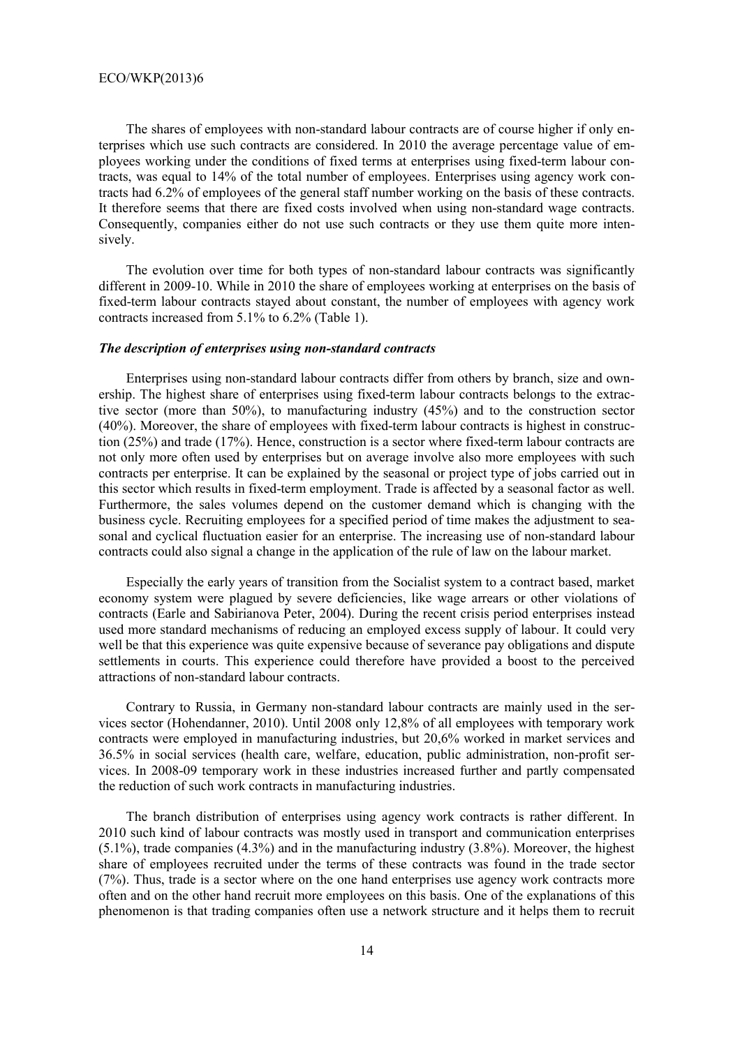The shares of employees with non-standard labour contracts are of course higher if only enterprises which use such contracts are considered. In 2010 the average percentage value of employees working under the conditions of fixed terms at enterprises using fixed-term labour contracts, was equal to 14% of the total number of employees. Enterprises using agency work contracts had 6.2% of employees of the general staff number working on the basis of these contracts. It therefore seems that there are fixed costs involved when using non-standard wage contracts. Consequently, companies either do not use such contracts or they use them quite more intensively.

The evolution over time for both types of non-standard labour contracts was significantly different in 2009-10. While in 2010 the share of employees working at enterprises on the basis of fixed-term labour contracts stayed about constant, the number of employees with agency work contracts increased from 5.1% to 6.2% (Table 1).

***The description of enterprises using non-standard contracts***

Enterprises using non-standard labour contracts differ from others by branch, size and ownership. The highest share of enterprises using fixed-term labour contracts belongs to the extractive sector (more than 50%), to manufacturing industry (45%) and to the construction sector (40%). Moreover, the share of employees with fixed-term labour contracts is highest in construction (25%) and trade (17%). Hence, construction is a sector where fixed-term labour contracts are not only more often used by enterprises but on average involve also more employees with such contracts per enterprise. It can be explained by the seasonal or project type of jobs carried out in this sector which results in fixed-term employment. Trade is affected by a seasonal factor as well. Furthermore, the sales volumes depend on the customer demand which is changing with the business cycle. Recruiting employees for a specified period of time makes the adjustment to seasonal and cyclical fluctuation easier for an enterprise. The increasing use of non-standard labour contracts could also signal a change in the application of the rule of law on the labour market.

Especially the early years of transition from the Socialist system to a contract based, market economy system were plagued by severe deficiencies, like wage arrears or other violations of contracts (Earle and Sabirianova Peter, 2004). During the recent crisis period enterprises instead used more standard mechanisms of reducing an employed excess supply of labour. It could very well be that this experience was quite expensive because of severance pay obligations and dispute settlements in courts. This experience could therefore have provided a boost to the perceived attractions of non-standard labour contracts.

Contrary to Russia, in Germany non-standard labour contracts are mainly used in the services sector (Hohendanner, 2010). Until 2008 only 12,8% of all employees with temporary work contracts were employed in manufacturing industries, but 20,6% worked in market services and 36.5% in social services (health care, welfare, education, public administration, non-profit services. In 2008-09 temporary work in these industries increased further and partly compensated the reduction of such work contracts in manufacturing industries.

The branch distribution of enterprises using agency work contracts is rather different. In 2010 such kind of labour contracts was mostly used in transport and communication enterprises (5.1%), trade companies (4.3%) and in the manufacturing industry (3.8%). Moreover, the highest share of employees recruited under the terms of these contracts was found in the trade sector (7%). Thus, trade is a sector where on the one hand enterprises use agency work contracts more often and on the other hand recruit more employees on this basis. One of the explanations of this phenomenon is that trading companies often use a network structure and it helps them to recruit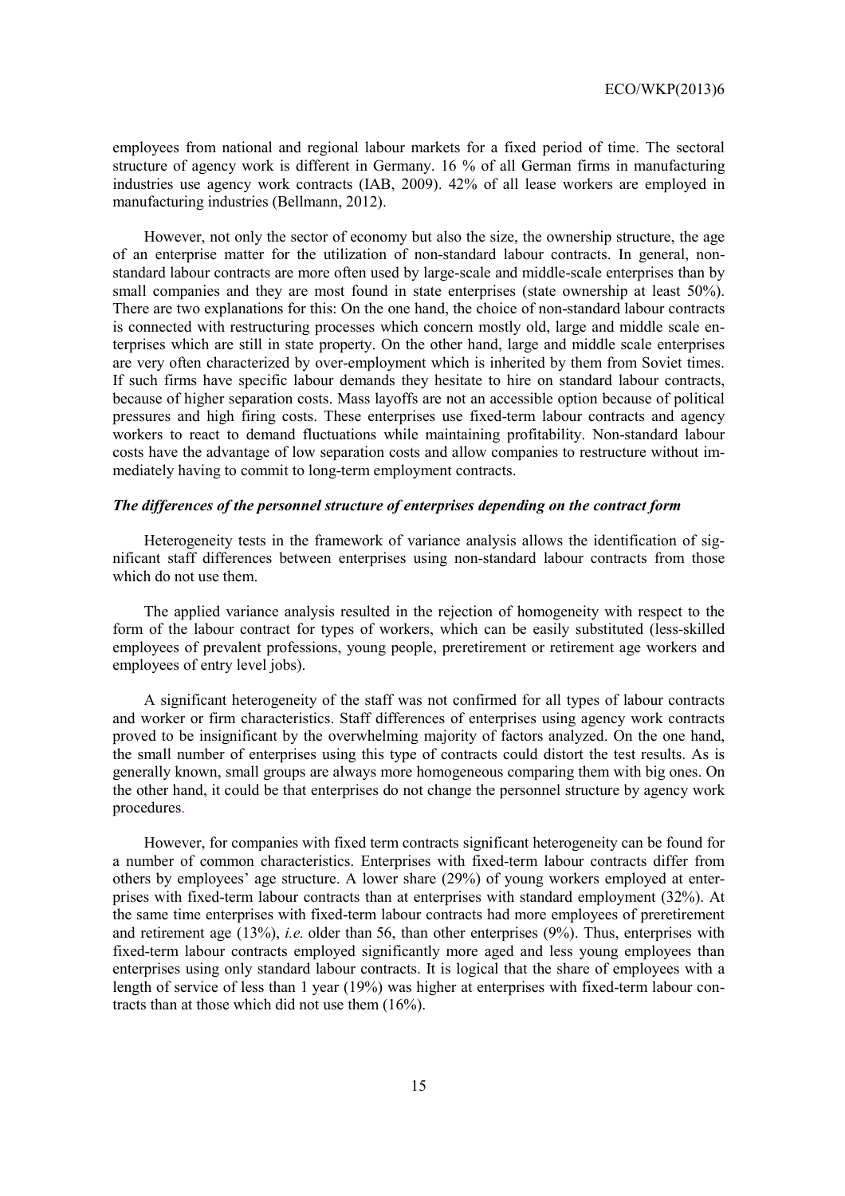employees from national and regional labour markets for a fixed period of time. The sectoral structure of agency work is different in Germany. 16 % of all German firms in manufacturing industries use agency work contracts (IAB, 2009). 42% of all lease workers are employed in manufacturing industries (Bellmann, 2012).

However, not only the sector of economy but also the size, the ownership structure, the age of an enterprise matter for the utilization of non-standard labour contracts. In general, non-standard labour contracts are more often used by large-scale and middle-scale enterprises than by small companies and they are most found in state enterprises (state ownership at least 50%). There are two explanations for this: On the one hand, the choice of non-standard labour contracts is connected with restructuring processes which concern mostly old, large and middle scale enterprises which are still in state property. On the other hand, large and middle scale enterprises are very often characterized by over-employment which is inherited by them from Soviet times. If such firms have specific labour demands they hesitate to hire on standard labour contracts, because of higher separation costs. Mass layoffs are not an accessible option because of political pressures and high firing costs. These enterprises use fixed-term labour contracts and agency workers to react to demand fluctuations while maintaining profitability. Non-standard labour costs have the advantage of low separation costs and allow companies to restructure without immediately having to commit to long-term employment contracts.

***The differences of the personnel structure of enterprises depending on the contract form***

Heterogeneity tests in the framework of variance analysis allows the identification of significant staff differences between enterprises using non-standard labour contracts from those which do not use them.

The applied variance analysis resulted in the rejection of homogeneity with respect to the form of the labour contract for types of workers, which can be easily substituted (less-skilled employees of prevalent professions, young people, preretirement or retirement age workers and employees of entry level jobs).

A significant heterogeneity of the staff was not confirmed for all types of labour contracts and worker or firm characteristics. Staff differences of enterprises using agency work contracts proved to be insignificant by the overwhelming majority of factors analyzed. On the one hand, the small number of enterprises using this type of contracts could distort the test results. As is generally known, small groups are always more homogeneous comparing them with big ones. On the other hand, it could be that enterprises do not change the personnel structure by agency work procedures.

However, for companies with fixed term contracts significant heterogeneity can be found for a number of common characteristics. Enterprises with fixed-term labour contracts differ from others by employees' age structure. A lower share (29%) of young workers employed at enterprises with fixed-term labour contracts than at enterprises with standard employment (32%). At the same time enterprises with fixed-term labour contracts had more employees of preretirement and retirement age (13%), *i.e.* older than 56, than other enterprises (9%). Thus, enterprises with fixed-term labour contracts employed significantly more aged and less young employees than enterprises using only standard labour contracts. It is logical that the share of employees with a length of service of less than 1 year (19%) was higher at enterprises with fixed-term labour contracts than at those which did not use them (16%).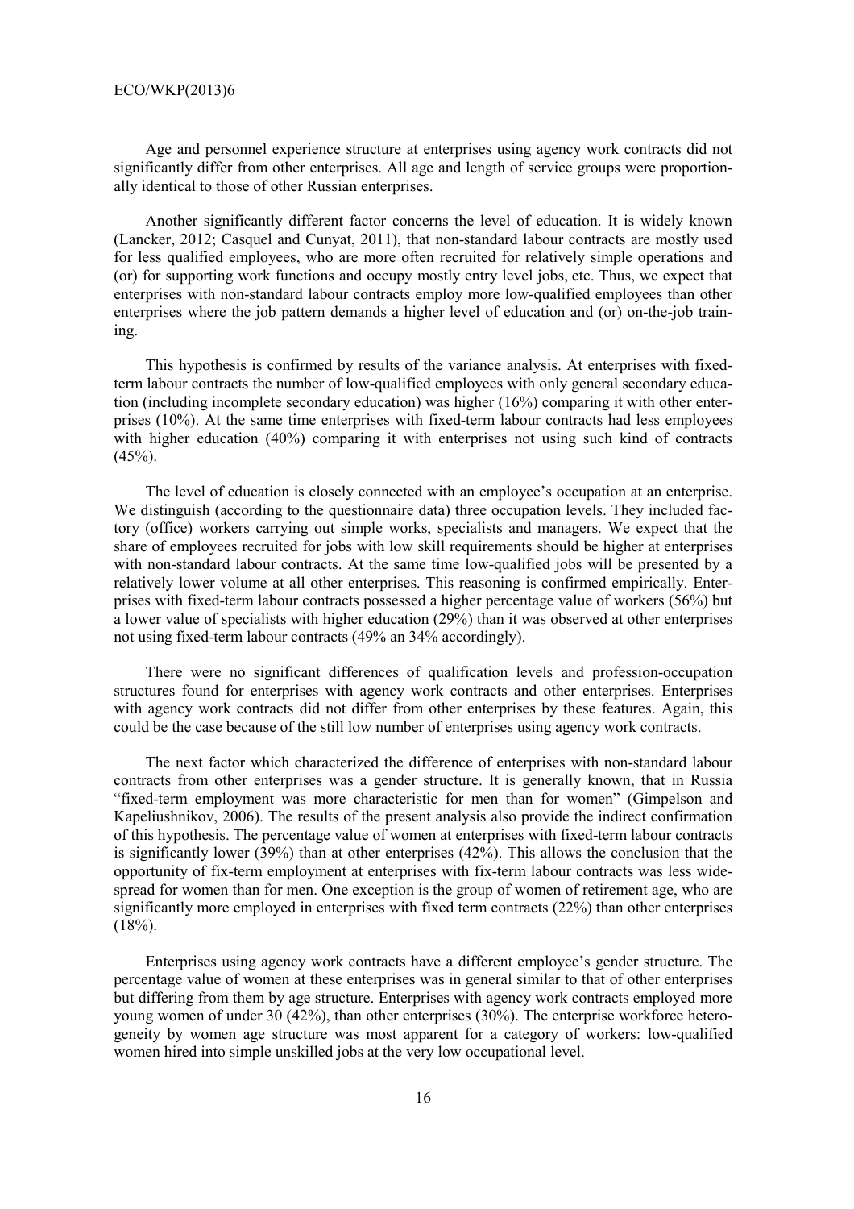Age and personnel experience structure at enterprises using agency work contracts did not significantly differ from other enterprises. All age and length of service groups were proportionally identical to those of other Russian enterprises.

Another significantly different factor concerns the level of education. It is widely known (Lancker, 2012; Casquel and Cunyat, 2011), that non-standard labour contracts are mostly used for less qualified employees, who are more often recruited for relatively simple operations and (or) for supporting work functions and occupy mostly entry level jobs, etc. Thus, we expect that enterprises with non-standard labour contracts employ more low-qualified employees than other enterprises where the job pattern demands a higher level of education and (or) on-the-job training.

This hypothesis is confirmed by results of the variance analysis. At enterprises with fixed-term labour contracts the number of low-qualified employees with only general secondary education (including incomplete secondary education) was higher (16%) comparing it with other enterprises (10%). At the same time enterprises with fixed-term labour contracts had less employees with higher education (40%) comparing it with enterprises not using such kind of contracts (45%).

The level of education is closely connected with an employee's occupation at an enterprise. We distinguish (according to the questionnaire data) three occupation levels. They included factory (office) workers carrying out simple works, specialists and managers. We expect that the share of employees recruited for jobs with low skill requirements should be higher at enterprises with non-standard labour contracts. At the same time low-qualified jobs will be presented by a relatively lower volume at all other enterprises. This reasoning is confirmed empirically. Enterprises with fixed-term labour contracts possessed a higher percentage value of workers (56%) but a lower value of specialists with higher education (29%) than it was observed at other enterprises not using fixed-term labour contracts (49% an 34% accordingly).

There were no significant differences of qualification levels and profession-occupation structures found for enterprises with agency work contracts and other enterprises. Enterprises with agency work contracts did not differ from other enterprises by these features. Again, this could be the case because of the still low number of enterprises using agency work contracts.

The next factor which characterized the difference of enterprises with non-standard labour contracts from other enterprises was a gender structure. It is generally known, that in Russia "fixed-term employment was more characteristic for men than for women" (Gimpelson and Kapeliushnikov, 2006). The results of the present analysis also provide the indirect confirmation of this hypothesis. The percentage value of women at enterprises with fixed-term labour contracts is significantly lower (39%) than at other enterprises (42%). This allows the conclusion that the opportunity of fix-term employment at enterprises with fix-term labour contracts was less widespread for women than for men. One exception is the group of women of retirement age, who are significantly more employed in enterprises with fixed term contracts (22%) than other enterprises (18%).

Enterprises using agency work contracts have a different employee's gender structure. The percentage value of women at these enterprises was in general similar to that of other enterprises but differing from them by age structure. Enterprises with agency work contracts employed more young women of under 30 (42%), than other enterprises (30%). The enterprise workforce heterogeneity by women age structure was most apparent for a category of workers: low-qualified women hired into simple unskilled jobs at the very low occupational level.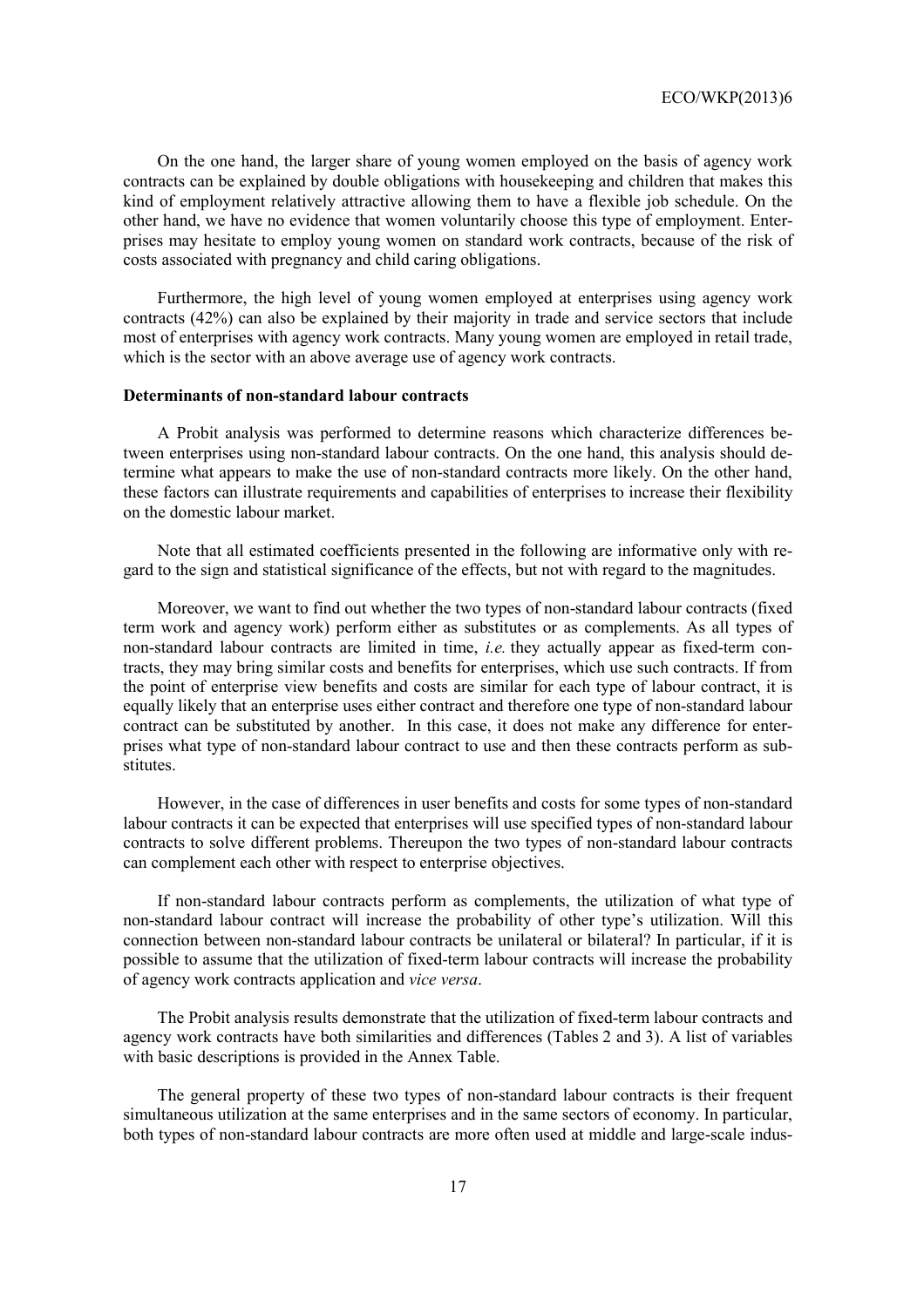On the one hand, the larger share of young women employed on the basis of agency work contracts can be explained by double obligations with housekeeping and children that makes this kind of employment relatively attractive allowing them to have a flexible job schedule. On the other hand, we have no evidence that women voluntarily choose this type of employment. Enterprises may hesitate to employ young women on standard work contracts, because of the risk of costs associated with pregnancy and child caring obligations.

Furthermore, the high level of young women employed at enterprises using agency work contracts (42%) can also be explained by their majority in trade and service sectors that include most of enterprises with agency work contracts. Many young women are employed in retail trade, which is the sector with an above average use of agency work contracts.

**Determinants of non-standard labour contracts**

A Probit analysis was performed to determine reasons which characterize differences between enterprises using non-standard labour contracts. On the one hand, this analysis should determine what appears to make the use of non-standard contracts more likely. On the other hand, these factors can illustrate requirements and capabilities of enterprises to increase their flexibility on the domestic labour market.

Note that all estimated coefficients presented in the following are informative only with regard to the sign and statistical significance of the effects, but not with regard to the magnitudes.

Moreover, we want to find out whether the two types of non-standard labour contracts (fixed term work and agency work) perform either as substitutes or as complements. As all types of non-standard labour contracts are limited in time, *i.e.* they actually appear as fixed-term contracts, they may bring similar costs and benefits for enterprises, which use such contracts. If from the point of enterprise view benefits and costs are similar for each type of labour contract, it is equally likely that an enterprise uses either contract and therefore one type of non-standard labour contract can be substituted by another. In this case, it does not make any difference for enterprises what type of non-standard labour contract to use and then these contracts perform as substitutes.

However, in the case of differences in user benefits and costs for some types of non-standard labour contracts it can be expected that enterprises will use specified types of non-standard labour contracts to solve different problems. Thereupon the two types of non-standard labour contracts can complement each other with respect to enterprise objectives.

If non-standard labour contracts perform as complements, the utilization of what type of non-standard labour contract will increase the probability of other type's utilization. Will this connection between non-standard labour contracts be unilateral or bilateral? In particular, if it is possible to assume that the utilization of fixed-term labour contracts will increase the probability of agency work contracts application and *vice versa*.

The Probit analysis results demonstrate that the utilization of fixed-term labour contracts and agency work contracts have both similarities and differences (Tables 2 and 3). A list of variables with basic descriptions is provided in the Annex Table.

The general property of these two types of non-standard labour contracts is their frequent simultaneous utilization at the same enterprises and in the same sectors of economy. In particular, both types of non-standard labour contracts are more often used at middle and large-scale indus-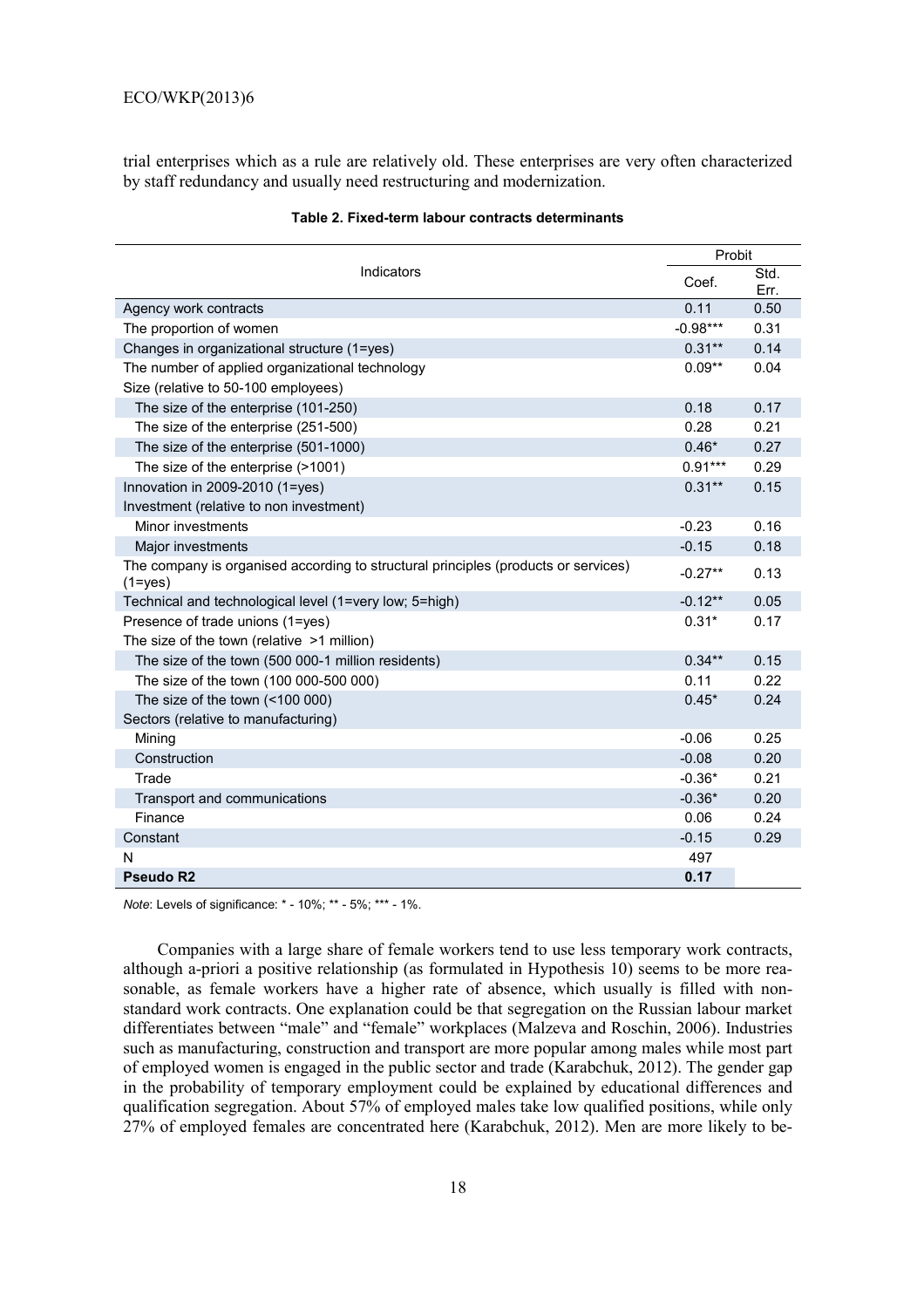trial enterprises which as a rule are relatively old. These enterprises are very often characterized by staff redundancy and usually need restructuring and modernization.

**Table 2. Fixed-term labour contracts determinants**

| Indicators | Probit | |
|---|---|---|
| | Coef. | Std. Err. |
| Agency work contracts | 0.11 | 0.50 |
| The proportion of women | -0.98*** | 0.31 |
| Changes in organizational structure (1=yes) | 0.31** | 0.14 |
| The number of applied organizational technology | 0.09** | 0.04 |
| Size (relative to 50-100 employees) | | |
| The size of the enterprise (101-250) | 0.18 | 0.17 |
| The size of the enterprise (251-500) | 0.28 | 0.21 |
| The size of the enterprise (501-1000) | 0.46* | 0.27 |
| The size of the enterprise (>1001) | 0.91*** | 0.29 |
| Innovation in 2009-2010 (1=yes) | 0.31** | 0.15 |
| Investment (relative to non investment) | | |
| Minor investments | -0.23 | 0.16 |
| Major investments | -0.15 | 0.18 |
| The company is organised according to structural principles (products or services) (1=yes) | -0.27** | 0.13 |
| Technical and technological level (1=very low; 5=high) | -0.12** | 0.05 |
| Presence of trade unions (1=yes) | 0.31* | 0.17 |
| The size of the town (relative >1 million) | | |
| The size of the town (500 000-1 million residents) | 0.34** | 0.15 |
| The size of the town (100 000-500 000) | 0.11 | 0.22 |
| The size of the town (<100 000) | 0.45* | 0.24 |
| Sectors (relative to manufacturing) | | |
| Mining | -0.06 | 0.25 |
| Construction | -0.08 | 0.20 |
| Trade | -0.36* | 0.21 |
| Transport and communications | -0.36* | 0.20 |
| Finance | 0.06 | 0.24 |
| Constant | -0.15 | 0.29 |
| N | 497 | |
| **Pseudo R2** | **0.17** | |

*Note*: Levels of significance: * - 10%; ** - 5%; *** - 1%.

Companies with a large share of female workers tend to use less temporary work contracts, although a-priori a positive relationship (as formulated in Hypothesis 10) seems to be more reasonable, as female workers have a higher rate of absence, which usually is filled with non-standard work contracts. One explanation could be that segregation on the Russian labour market differentiates between "male" and "female" workplaces (Malzeva and Roschin, 2006). Industries such as manufacturing, construction and transport are more popular among males while most part of employed women is engaged in the public sector and trade (Karabchuk, 2012). The gender gap in the probability of temporary employment could be explained by educational differences and qualification segregation. About 57% of employed males take low qualified positions, while only 27% of employed females are concentrated here (Karabchuk, 2012). Men are more likely to be-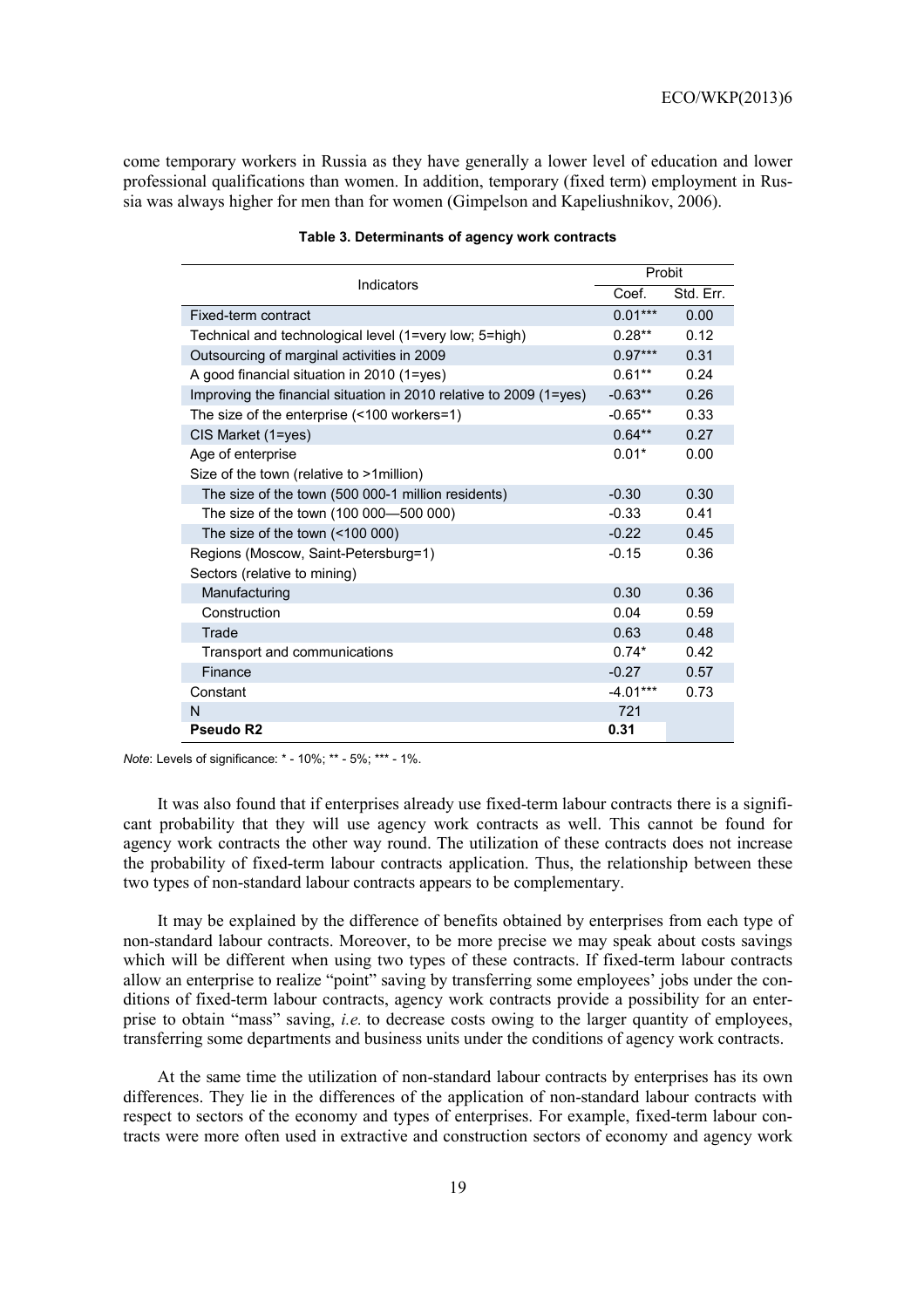come temporary workers in Russia as they have generally a lower level of education and lower professional qualifications than women. In addition, temporary (fixed term) employment in Russia was always higher for men than for women (Gimpelson and Kapeliushnikov, 2006).

**Table 3. Determinants of agency work contracts**

| Indicators | Probit | |
|---|---|---|
| | Coef. | Std. Err. |
| Fixed-term contract | 0.01*** | 0.00 |
| Technical and technological level (1=very low; 5=high) | 0.28** | 0.12 |
| Outsourcing of marginal activities in 2009 | 0.97*** | 0.31 |
| A good financial situation in 2010 (1=yes) | 0.61** | 0.24 |
| Improving the financial situation in 2010 relative to 2009 (1=yes) | -0.63** | 0.26 |
| The size of the enterprise (<100 workers=1) | -0.65** | 0.33 |
| CIS Market (1=yes) | 0.64** | 0.27 |
| Age of enterprise | 0.01* | 0.00 |
| Size of the town (relative to >1million) | | |
| The size of the town (500 000-1 million residents) | -0.30 | 0.30 |
| The size of the town (100 000—500 000) | -0.33 | 0.41 |
| The size of the town (<100 000) | -0.22 | 0.45 |
| Regions (Moscow, Saint-Petersburg=1) | -0.15 | 0.36 |
| Sectors (relative to mining) | | |
| Manufacturing | 0.30 | 0.36 |
| Construction | 0.04 | 0.59 |
| Trade | 0.63 | 0.48 |
| Transport and communications | 0.74* | 0.42 |
| Finance | -0.27 | 0.57 |
| Constant | -4.01*** | 0.73 |
| N | 721 | |
| **Pseudo R2** | **0.31** | |

*Note*: Levels of significance: * - 10%; ** - 5%; *** - 1%.

It was also found that if enterprises already use fixed-term labour contracts there is a significant probability that they will use agency work contracts as well. This cannot be found for agency work contracts the other way round. The utilization of these contracts does not increase the probability of fixed-term labour contracts application. Thus, the relationship between these two types of non-standard labour contracts appears to be complementary.

It may be explained by the difference of benefits obtained by enterprises from each type of non-standard labour contracts. Moreover, to be more precise we may speak about costs savings which will be different when using two types of these contracts. If fixed-term labour contracts allow an enterprise to realize "point" saving by transferring some employees' jobs under the conditions of fixed-term labour contracts, agency work contracts provide a possibility for an enterprise to obtain "mass" saving, *i.e.* to decrease costs owing to the larger quantity of employees, transferring some departments and business units under the conditions of agency work contracts.

At the same time the utilization of non-standard labour contracts by enterprises has its own differences. They lie in the differences of the application of non-standard labour contracts with respect to sectors of the economy and types of enterprises. For example, fixed-term labour contracts were more often used in extractive and construction sectors of economy and agency work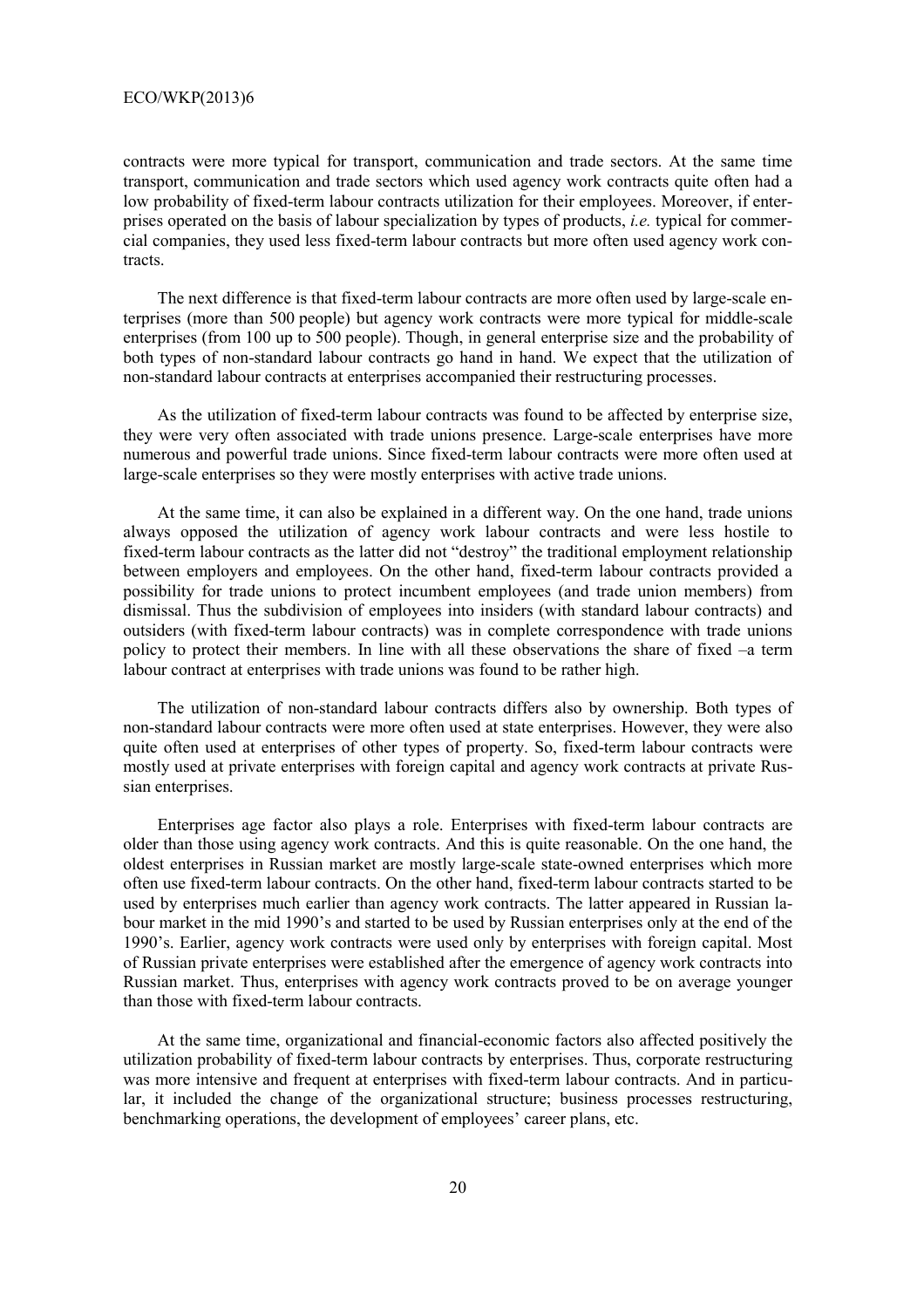contracts were more typical for transport, communication and trade sectors. At the same time transport, communication and trade sectors which used agency work contracts quite often had a low probability of fixed-term labour contracts utilization for their employees. Moreover, if enterprises operated on the basis of labour specialization by types of products, *i.e.* typical for commercial companies, they used less fixed-term labour contracts but more often used agency work contracts.

The next difference is that fixed-term labour contracts are more often used by large-scale enterprises (more than 500 people) but agency work contracts were more typical for middle-scale enterprises (from 100 up to 500 people). Though, in general enterprise size and the probability of both types of non-standard labour contracts go hand in hand. We expect that the utilization of non-standard labour contracts at enterprises accompanied their restructuring processes.

As the utilization of fixed-term labour contracts was found to be affected by enterprise size, they were very often associated with trade unions presence. Large-scale enterprises have more numerous and powerful trade unions. Since fixed-term labour contracts were more often used at large-scale enterprises so they were mostly enterprises with active trade unions.

At the same time, it can also be explained in a different way. On the one hand, trade unions always opposed the utilization of agency work labour contracts and were less hostile to fixed-term labour contracts as the latter did not "destroy" the traditional employment relationship between employers and employees. On the other hand, fixed-term labour contracts provided a possibility for trade unions to protect incumbent employees (and trade union members) from dismissal. Thus the subdivision of employees into insiders (with standard labour contracts) and outsiders (with fixed-term labour contracts) was in complete correspondence with trade unions policy to protect their members. In line with all these observations the share of fixed –a term labour contract at enterprises with trade unions was found to be rather high.

The utilization of non-standard labour contracts differs also by ownership. Both types of non-standard labour contracts were more often used at state enterprises. However, they were also quite often used at enterprises of other types of property. So, fixed-term labour contracts were mostly used at private enterprises with foreign capital and agency work contracts at private Russian enterprises.

Enterprises age factor also plays a role. Enterprises with fixed-term labour contracts are older than those using agency work contracts. And this is quite reasonable. On the one hand, the oldest enterprises in Russian market are mostly large-scale state-owned enterprises which more often use fixed-term labour contracts. On the other hand, fixed-term labour contracts started to be used by enterprises much earlier than agency work contracts. The latter appeared in Russian labour market in the mid 1990's and started to be used by Russian enterprises only at the end of the 1990's. Earlier, agency work contracts were used only by enterprises with foreign capital. Most of Russian private enterprises were established after the emergence of agency work contracts into Russian market. Thus, enterprises with agency work contracts proved to be on average younger than those with fixed-term labour contracts.

At the same time, organizational and financial-economic factors also affected positively the utilization probability of fixed-term labour contracts by enterprises. Thus, corporate restructuring was more intensive and frequent at enterprises with fixed-term labour contracts. And in particular, it included the change of the organizational structure; business processes restructuring, benchmarking operations, the development of employees' career plans, etc.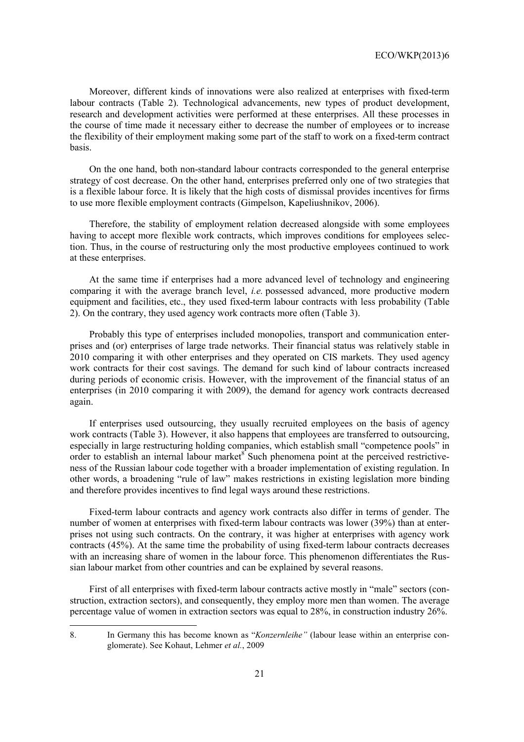Moreover, different kinds of innovations were also realized at enterprises with fixed-term labour contracts (Table 2). Technological advancements, new types of product development, research and development activities were performed at these enterprises. All these processes in the course of time made it necessary either to decrease the number of employees or to increase the flexibility of their employment making some part of the staff to work on a fixed-term contract basis.

On the one hand, both non-standard labour contracts corresponded to the general enterprise strategy of cost decrease. On the other hand, enterprises preferred only one of two strategies that is a flexible labour force. It is likely that the high costs of dismissal provides incentives for firms to use more flexible employment contracts (Gimpelson, Kapeliushnikov, 2006).

Therefore, the stability of employment relation decreased alongside with some employees having to accept more flexible work contracts, which improves conditions for employees selection. Thus, in the course of restructuring only the most productive employees continued to work at these enterprises.

At the same time if enterprises had a more advanced level of technology and engineering comparing it with the average branch level, *i.e.* possessed advanced, more productive modern equipment and facilities, etc., they used fixed-term labour contracts with less probability (Table 2). On the contrary, they used agency work contracts more often (Table 3).

Probably this type of enterprises included monopolies, transport and communication enterprises and (or) enterprises of large trade networks. Their financial status was relatively stable in 2010 comparing it with other enterprises and they operated on CIS markets. They used agency work contracts for their cost savings. The demand for such kind of labour contracts increased during periods of economic crisis. However, with the improvement of the financial status of an enterprises (in 2010 comparing it with 2009), the demand for agency work contracts decreased again.

If enterprises used outsourcing, they usually recruited employees on the basis of agency work contracts (Table 3). However, it also happens that employees are transferred to outsourcing, especially in large restructuring holding companies, which establish small "competence pools" in order to establish an internal labour market[8] Such phenomena point at the perceived restrictiveness of the Russian labour code together with a broader implementation of existing regulation. In other words, a broadening "rule of law" makes restrictions in existing legislation more binding and therefore provides incentives to find legal ways around these restrictions.

Fixed-term labour contracts and agency work contracts also differ in terms of gender. The number of women at enterprises with fixed-term labour contracts was lower (39%) than at enterprises not using such contracts. On the contrary, it was higher at enterprises with agency work contracts (45%). At the same time the probability of using fixed-term labour contracts decreases with an increasing share of women in the labour force. This phenomenon differentiates the Russian labour market from other countries and can be explained by several reasons.

First of all enterprises with fixed-term labour contracts active mostly in "male" sectors (construction, extraction sectors), and consequently, they employ more men than women. The average percentage value of women in extraction sectors was equal to 28%, in construction industry 26%.

8. In Germany this has become known as "*Konzernleihe"* (labour lease within an enterprise conglomerate). See Kohaut, Lehmer *et al.*, 2009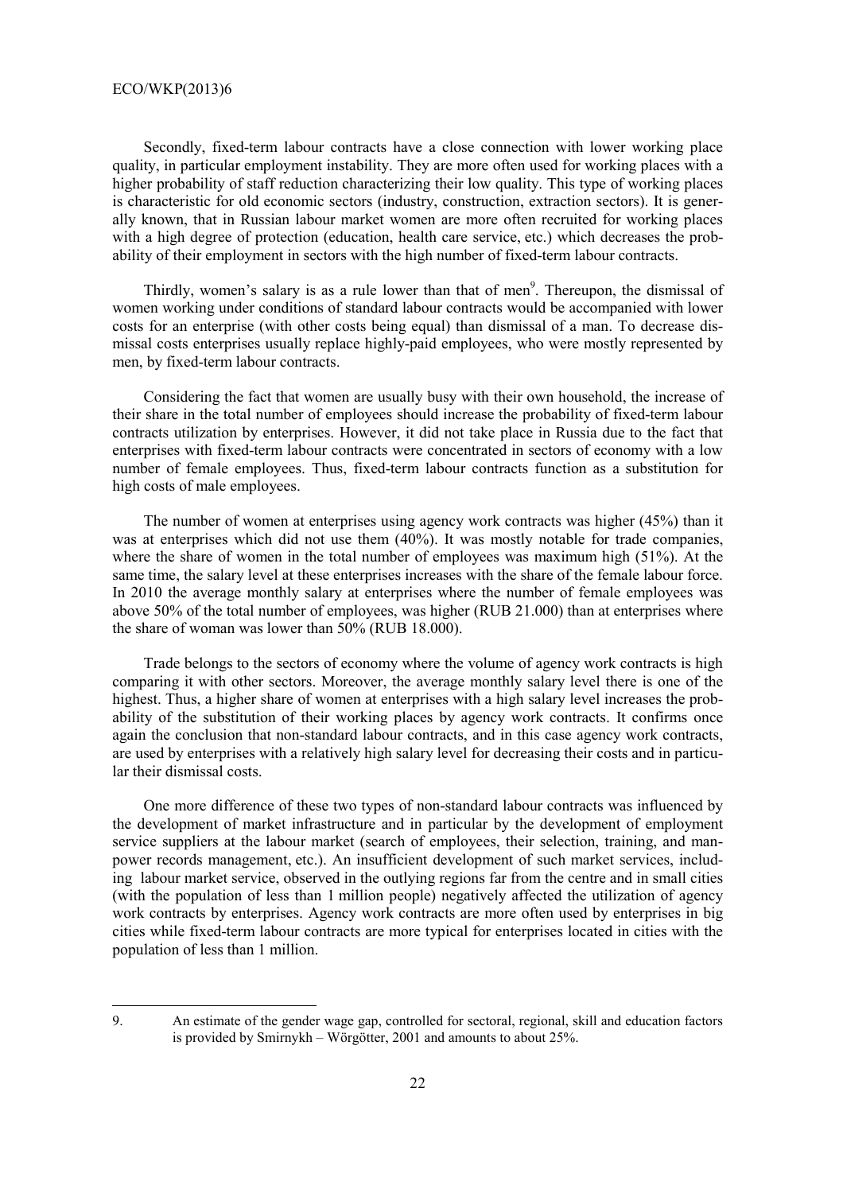Secondly, fixed-term labour contracts have a close connection with lower working place quality, in particular employment instability. They are more often used for working places with a higher probability of staff reduction characterizing their low quality. This type of working places is characteristic for old economic sectors (industry, construction, extraction sectors). It is generally known, that in Russian labour market women are more often recruited for working places with a high degree of protection (education, health care service, etc.) which decreases the probability of their employment in sectors with the high number of fixed-term labour contracts.

Thirdly, women's salary is as a rule lower than that of men[9]. Thereupon, the dismissal of women working under conditions of standard labour contracts would be accompanied with lower costs for an enterprise (with other costs being equal) than dismissal of a man. To decrease dismissal costs enterprises usually replace highly-paid employees, who were mostly represented by men, by fixed-term labour contracts.

Considering the fact that women are usually busy with their own household, the increase of their share in the total number of employees should increase the probability of fixed-term labour contracts utilization by enterprises. However, it did not take place in Russia due to the fact that enterprises with fixed-term labour contracts were concentrated in sectors of economy with a low number of female employees. Thus, fixed-term labour contracts function as a substitution for high costs of male employees.

The number of women at enterprises using agency work contracts was higher (45%) than it was at enterprises which did not use them (40%). It was mostly notable for trade companies, where the share of women in the total number of employees was maximum high (51%). At the same time, the salary level at these enterprises increases with the share of the female labour force. In 2010 the average monthly salary at enterprises where the number of female employees was above 50% of the total number of employees, was higher (RUB 21.000) than at enterprises where the share of woman was lower than 50% (RUB 18.000).

Trade belongs to the sectors of economy where the volume of agency work contracts is high comparing it with other sectors. Moreover, the average monthly salary level there is one of the highest. Thus, a higher share of women at enterprises with a high salary level increases the probability of the substitution of their working places by agency work contracts. It confirms once again the conclusion that non-standard labour contracts, and in this case agency work contracts, are used by enterprises with a relatively high salary level for decreasing their costs and in particular their dismissal costs.

One more difference of these two types of non-standard labour contracts was influenced by the development of market infrastructure and in particular by the development of employment service suppliers at the labour market (search of employees, their selection, training, and manpower records management, etc.). An insufficient development of such market services, including labour market service, observed in the outlying regions far from the centre and in small cities (with the population of less than 1 million people) negatively affected the utilization of agency work contracts by enterprises. Agency work contracts are more often used by enterprises in big cities while fixed-term labour contracts are more typical for enterprises located in cities with the population of less than 1 million.

9. An estimate of the gender wage gap, controlled for sectoral, regional, skill and education factors is provided by Smirnykh – Wörgötter, 2001 and amounts to about 25%.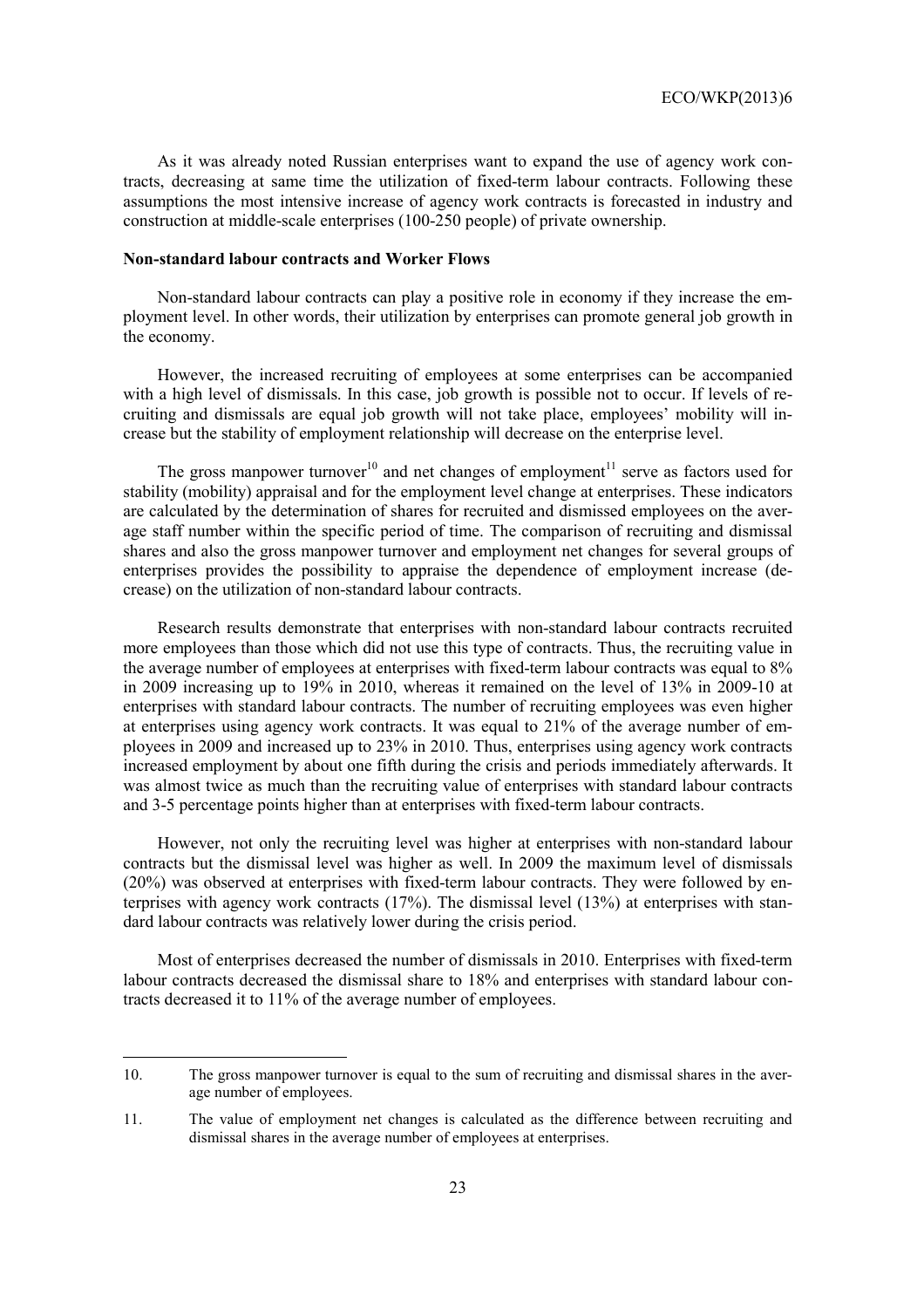As it was already noted Russian enterprises want to expand the use of agency work contracts, decreasing at same time the utilization of fixed-term labour contracts. Following these assumptions the most intensive increase of agency work contracts is forecasted in industry and construction at middle-scale enterprises (100-250 people) of private ownership.

**Non-standard labour contracts and Worker Flows**

Non-standard labour contracts can play a positive role in economy if they increase the employment level. In other words, their utilization by enterprises can promote general job growth in the economy.

However, the increased recruiting of employees at some enterprises can be accompanied with a high level of dismissals. In this case, job growth is possible not to occur. If levels of recruiting and dismissals are equal job growth will not take place, employees' mobility will increase but the stability of employment relationship will decrease on the enterprise level.

The gross manpower turnover[10] and net changes of employment[11] serve as factors used for stability (mobility) appraisal and for the employment level change at enterprises. These indicators are calculated by the determination of shares for recruited and dismissed employees on the average staff number within the specific period of time. The comparison of recruiting and dismissal shares and also the gross manpower turnover and employment net changes for several groups of enterprises provides the possibility to appraise the dependence of employment increase (decrease) on the utilization of non-standard labour contracts.

Research results demonstrate that enterprises with non-standard labour contracts recruited more employees than those which did not use this type of contracts. Thus, the recruiting value in the average number of employees at enterprises with fixed-term labour contracts was equal to 8% in 2009 increasing up to 19% in 2010, whereas it remained on the level of 13% in 2009-10 at enterprises with standard labour contracts. The number of recruiting employees was even higher at enterprises using agency work contracts. It was equal to 21% of the average number of employees in 2009 and increased up to 23% in 2010. Thus, enterprises using agency work contracts increased employment by about one fifth during the crisis and periods immediately afterwards. It was almost twice as much than the recruiting value of enterprises with standard labour contracts and 3-5 percentage points higher than at enterprises with fixed-term labour contracts.

However, not only the recruiting level was higher at enterprises with non-standard labour contracts but the dismissal level was higher as well. In 2009 the maximum level of dismissals (20%) was observed at enterprises with fixed-term labour contracts. They were followed by enterprises with agency work contracts (17%). The dismissal level (13%) at enterprises with standard labour contracts was relatively lower during the crisis period.

Most of enterprises decreased the number of dismissals in 2010. Enterprises with fixed-term labour contracts decreased the dismissal share to 18% and enterprises with standard labour contracts decreased it to 11% of the average number of employees.

---

10. The gross manpower turnover is equal to the sum of recruiting and dismissal shares in the average number of employees.

11. The value of employment net changes is calculated as the difference between recruiting and dismissal shares in the average number of employees at enterprises.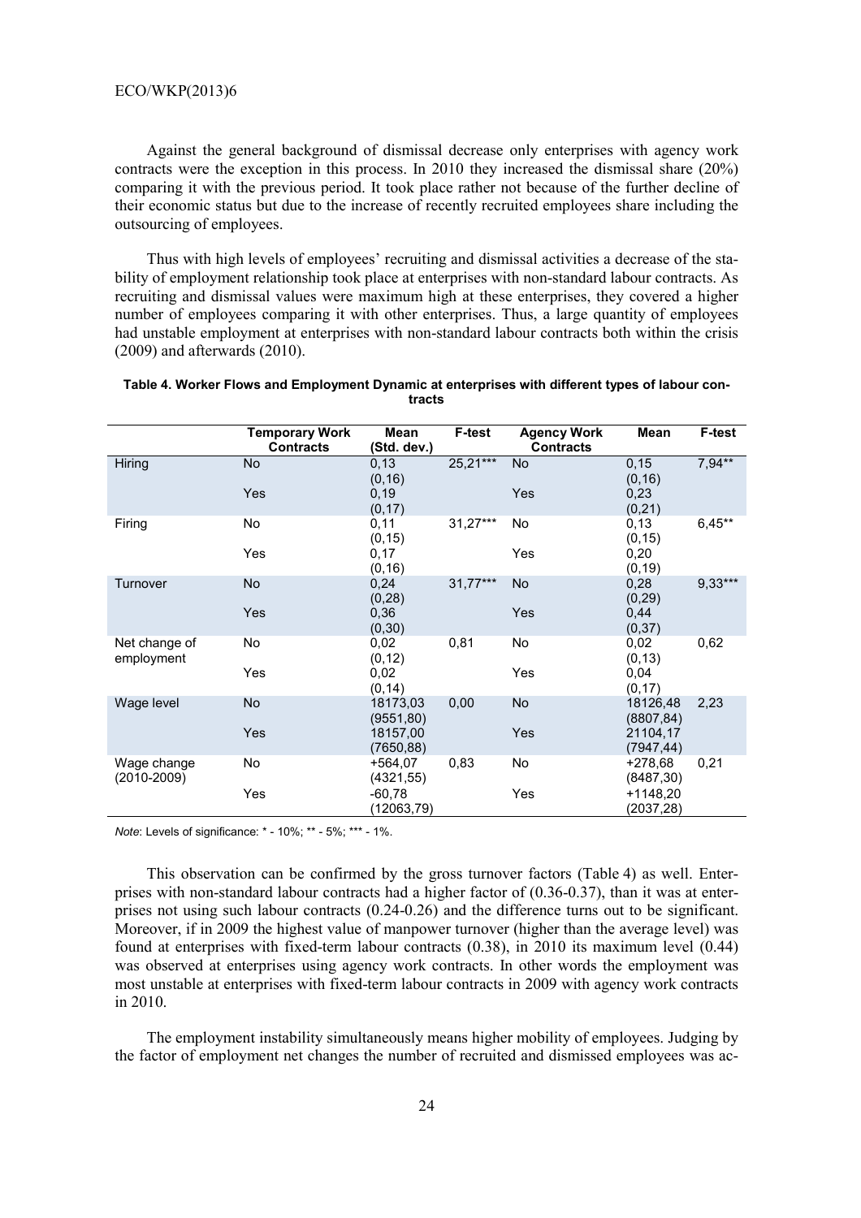Against the general background of dismissal decrease only enterprises with agency work contracts were the exception in this process. In 2010 they increased the dismissal share (20%) comparing it with the previous period. It took place rather not because of the further decline of their economic status but due to the increase of recently recruited employees share including the outsourcing of employees.

Thus with high levels of employees' recruiting and dismissal activities a decrease of the stability of employment relationship took place at enterprises with non-standard labour contracts. As recruiting and dismissal values were maximum high at these enterprises, they covered a higher number of employees comparing it with other enterprises. Thus, a large quantity of employees had unstable employment at enterprises with non-standard labour contracts both within the crisis (2009) and afterwards (2010).

**Table 4. Worker Flows and Employment Dynamic at enterprises with different types of labour contracts**

| | Temporary Work Contracts | Mean (Std. dev.) | F-test | Agency Work Contracts | Mean | F-test |
|---|---|---|---|---|---|---|
| Hiring | No | 0,13 (0,16) | 25,21*** | No | 0,15 (0,16) | 7,94** |
| | Yes | 0,19 (0,17) | | Yes | 0,23 (0,21) | |
| Firing | No | 0,11 (0,15) | 31,27*** | No | 0,13 (0,15) | 6,45** |
| | Yes | 0,17 (0,16) | | Yes | 0,20 (0,19) | |
| Turnover | No | 0,24 (0,28) | 31,77*** | No | 0,28 (0,29) | 9,33*** |
| | Yes | 0,36 (0,30) | | Yes | 0,44 (0,37) | |
| Net change of employment | No | 0,02 (0,12) | 0,81 | No | 0,02 (0,13) | 0,62 |
| | Yes | 0,02 (0,14) | | Yes | 0,04 (0,17) | |
| Wage level | No | 18173,03 (9551,80) | 0,00 | No | 18126,48 (8807,84) | 2,23 |
| | Yes | 18157,00 (7650,88) | | Yes | 21104,17 (7947,44) | |
| Wage change (2010-2009) | No | +564,07 (4321,55) | 0,83 | No | +278,68 (8487,30) | 0,21 |
| | Yes | -60,78 (12063,79) | | Yes | +1148,20 (2037,28) | |

*Note*: Levels of significance: * - 10%; ** - 5%; *** - 1%.

This observation can be confirmed by the gross turnover factors (Table 4) as well. Enterprises with non-standard labour contracts had a higher factor of (0.36-0.37), than it was at enterprises not using such labour contracts (0.24-0.26) and the difference turns out to be significant. Moreover, if in 2009 the highest value of manpower turnover (higher than the average level) was found at enterprises with fixed-term labour contracts (0.38), in 2010 its maximum level (0.44) was observed at enterprises using agency work contracts. In other words the employment was most unstable at enterprises with fixed-term labour contracts in 2009 with agency work contracts in 2010.

The employment instability simultaneously means higher mobility of employees. Judging by the factor of employment net changes the number of recruited and dismissed employees was ac-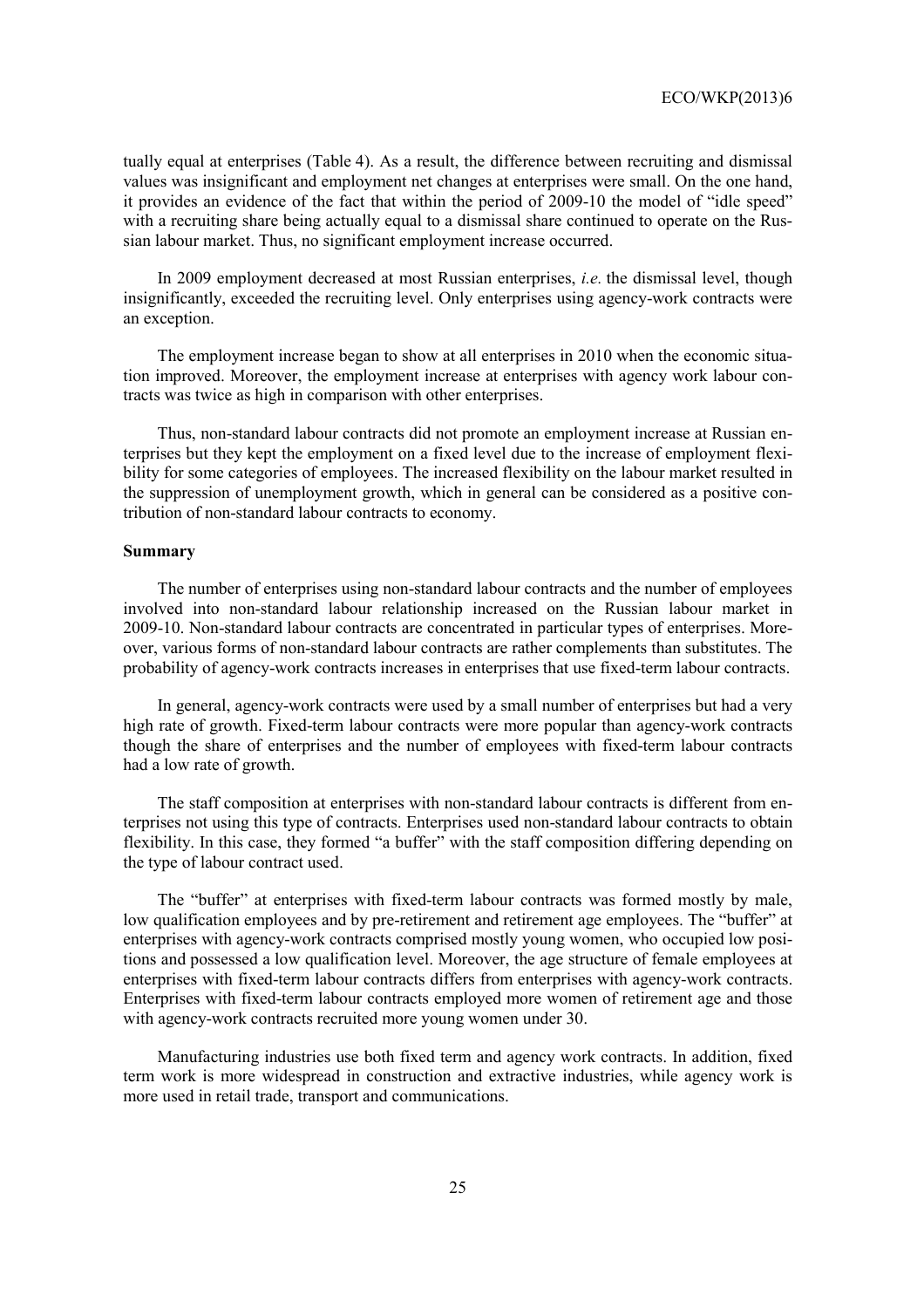tually equal at enterprises (Table 4). As a result, the difference between recruiting and dismissal values was insignificant and employment net changes at enterprises were small. On the one hand, it provides an evidence of the fact that within the period of 2009-10 the model of "idle speed" with a recruiting share being actually equal to a dismissal share continued to operate on the Russian labour market. Thus, no significant employment increase occurred.

In 2009 employment decreased at most Russian enterprises, *i.e.* the dismissal level, though insignificantly, exceeded the recruiting level. Only enterprises using agency-work contracts were an exception.

The employment increase began to show at all enterprises in 2010 when the economic situation improved. Moreover, the employment increase at enterprises with agency work labour contracts was twice as high in comparison with other enterprises.

Thus, non-standard labour contracts did not promote an employment increase at Russian enterprises but they kept the employment on a fixed level due to the increase of employment flexibility for some categories of employees. The increased flexibility on the labour market resulted in the suppression of unemployment growth, which in general can be considered as a positive contribution of non-standard labour contracts to economy.

**Summary**

The number of enterprises using non-standard labour contracts and the number of employees involved into non-standard labour relationship increased on the Russian labour market in 2009-10. Non-standard labour contracts are concentrated in particular types of enterprises. Moreover, various forms of non-standard labour contracts are rather complements than substitutes. The probability of agency-work contracts increases in enterprises that use fixed-term labour contracts.

In general, agency-work contracts were used by a small number of enterprises but had a very high rate of growth. Fixed-term labour contracts were more popular than agency-work contracts though the share of enterprises and the number of employees with fixed-term labour contracts had a low rate of growth.

The staff composition at enterprises with non-standard labour contracts is different from enterprises not using this type of contracts. Enterprises used non-standard labour contracts to obtain flexibility. In this case, they formed "a buffer" with the staff composition differing depending on the type of labour contract used.

The "buffer" at enterprises with fixed-term labour contracts was formed mostly by male, low qualification employees and by pre-retirement and retirement age employees. The "buffer" at enterprises with agency-work contracts comprised mostly young women, who occupied low positions and possessed a low qualification level. Moreover, the age structure of female employees at enterprises with fixed-term labour contracts differs from enterprises with agency-work contracts. Enterprises with fixed-term labour contracts employed more women of retirement age and those with agency-work contracts recruited more young women under 30.

Manufacturing industries use both fixed term and agency work contracts. In addition, fixed term work is more widespread in construction and extractive industries, while agency work is more used in retail trade, transport and communications.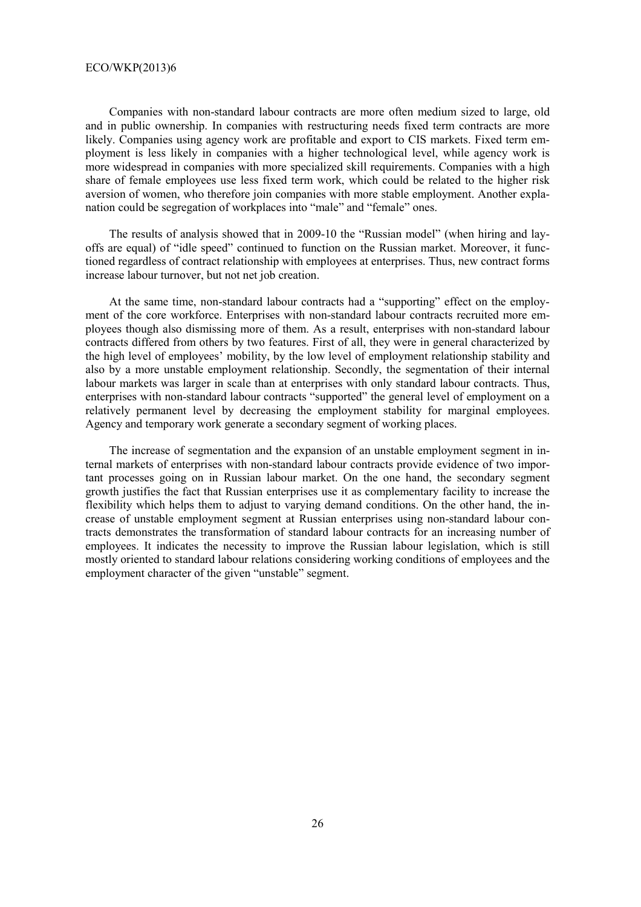Companies with non-standard labour contracts are more often medium sized to large, old and in public ownership. In companies with restructuring needs fixed term contracts are more likely. Companies using agency work are profitable and export to CIS markets. Fixed term employment is less likely in companies with a higher technological level, while agency work is more widespread in companies with more specialized skill requirements. Companies with a high share of female employees use less fixed term work, which could be related to the higher risk aversion of women, who therefore join companies with more stable employment. Another explanation could be segregation of workplaces into "male" and "female" ones.

The results of analysis showed that in 2009-10 the "Russian model" (when hiring and layoffs are equal) of "idle speed" continued to function on the Russian market. Moreover, it functioned regardless of contract relationship with employees at enterprises. Thus, new contract forms increase labour turnover, but not net job creation.

At the same time, non-standard labour contracts had a "supporting" effect on the employment of the core workforce. Enterprises with non-standard labour contracts recruited more employees though also dismissing more of them. As a result, enterprises with non-standard labour contracts differed from others by two features. First of all, they were in general characterized by the high level of employees' mobility, by the low level of employment relationship stability and also by a more unstable employment relationship. Secondly, the segmentation of their internal labour markets was larger in scale than at enterprises with only standard labour contracts. Thus, enterprises with non-standard labour contracts "supported" the general level of employment on a relatively permanent level by decreasing the employment stability for marginal employees. Agency and temporary work generate a secondary segment of working places.

The increase of segmentation and the expansion of an unstable employment segment in internal markets of enterprises with non-standard labour contracts provide evidence of two important processes going on in Russian labour market. On the one hand, the secondary segment growth justifies the fact that Russian enterprises use it as complementary facility to increase the flexibility which helps them to adjust to varying demand conditions. On the other hand, the increase of unstable employment segment at Russian enterprises using non-standard labour contracts demonstrates the transformation of standard labour contracts for an increasing number of employees. It indicates the necessity to improve the Russian labour legislation, which is still mostly oriented to standard labour relations considering working conditions of employees and the employment character of the given "unstable" segment.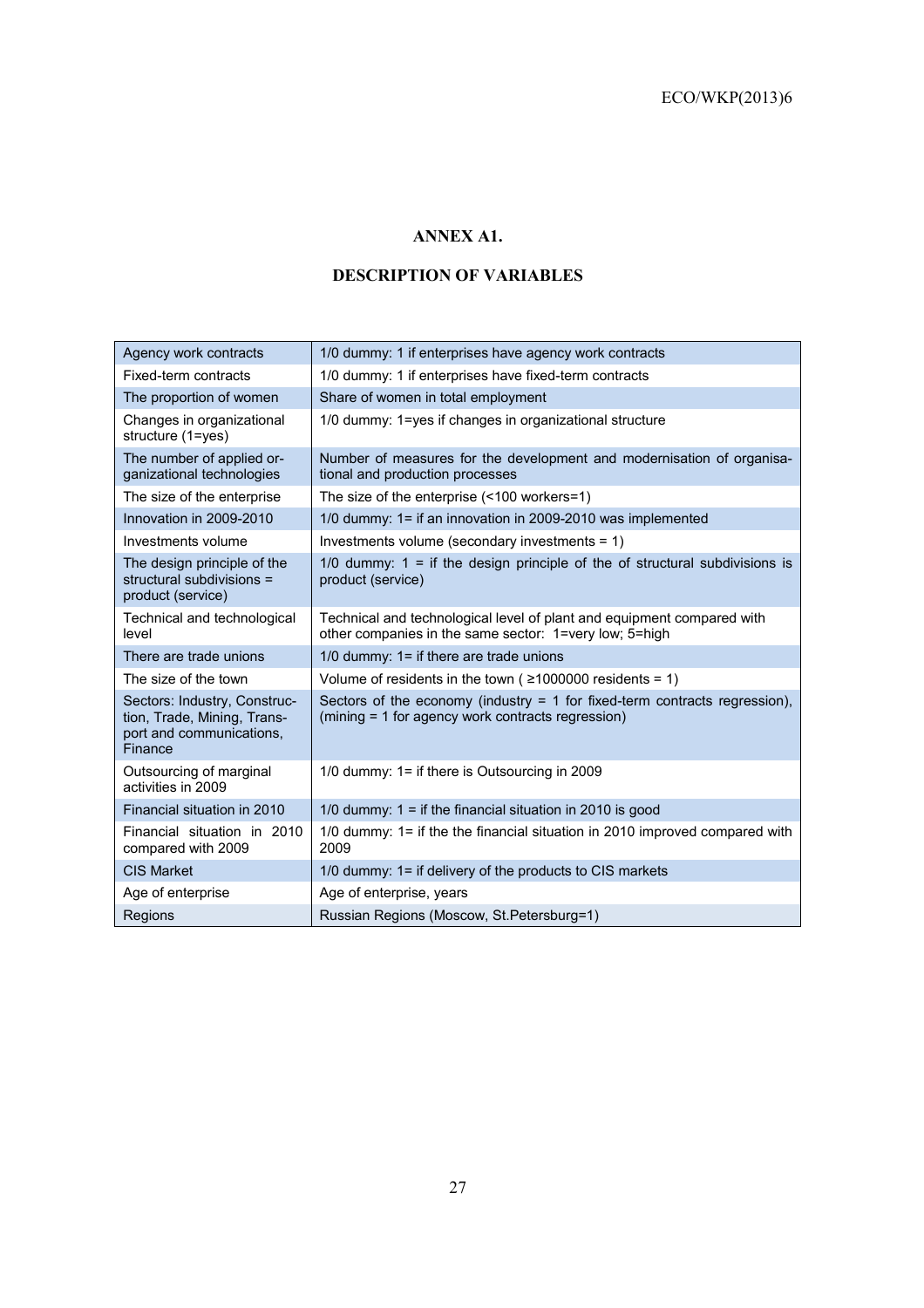# ANNEX A1.

## DESCRIPTION OF VARIABLES

| | |
|---|---|
| Agency work contracts | 1/0 dummy: 1 if enterprises have agency work contracts |
| Fixed-term contracts | 1/0 dummy: 1 if enterprises have fixed-term contracts |
| The proportion of women | Share of women in total employment |
| Changes in organizational structure (1=yes) | 1/0 dummy: 1=yes if changes in organizational structure |
| The number of applied organizational technologies | Number of measures for the development and modernisation of organisational and production processes |
| The size of the enterprise | The size of the enterprise (<100 workers=1) |
| Innovation in 2009-2010 | 1/0 dummy: 1= if an innovation in 2009-2010 was implemented |
| Investments volume | Investments volume (secondary investments = 1) |
| The design principle of the structural subdivisions = product (service) | 1/0 dummy: 1 = if the design principle of the of structural subdivisions is product (service) |
| Technical and technological level | Technical and technological level of plant and equipment compared with other companies in the same sector: 1=very low; 5=high |
| There are trade unions | 1/0 dummy: 1= if there are trade unions |
| The size of the town | Volume of residents in the town ( ≥1000000 residents = 1) |
| Sectors: Industry, Construction, Trade, Mining, Transport and communications, Finance | Sectors of the economy (industry = 1 for fixed-term contracts regression), (mining = 1 for agency work contracts regression) |
| Outsourcing of marginal activities in 2009 | 1/0 dummy: 1= if there is Outsourcing in 2009 |
| Financial situation in 2010 | 1/0 dummy: 1 = if the financial situation in 2010 is good |
| Financial situation in 2010 compared with 2009 | 1/0 dummy: 1= if the the financial situation in 2010 improved compared with 2009 |
| CIS Market | 1/0 dummy: 1= if delivery of the products to CIS markets |
| Age of enterprise | Age of enterprise, years |
| Regions | Russian Regions (Moscow, St.Petersburg=1) |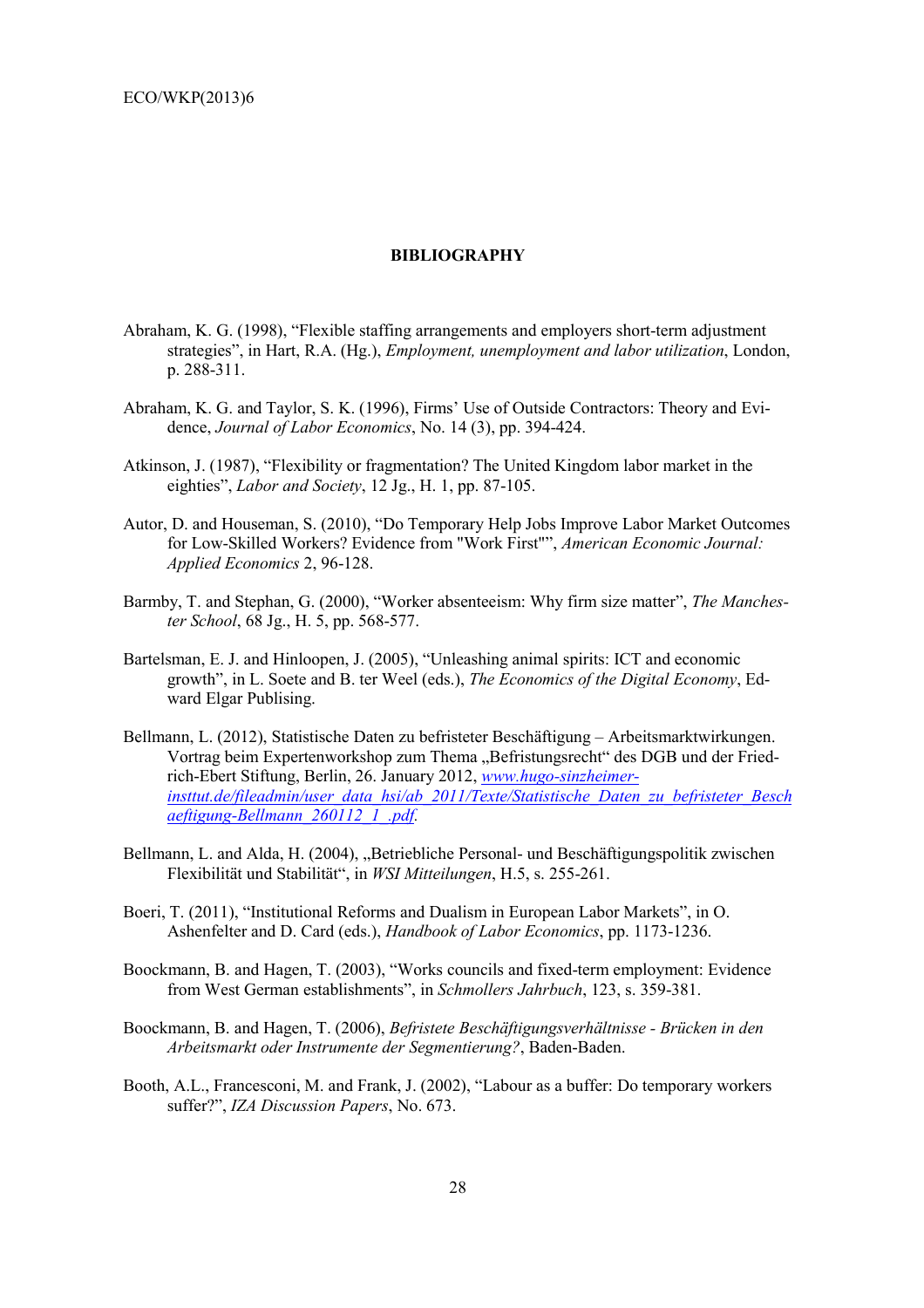## BIBLIOGRAPHY

Abraham, K. G. (1998), "Flexible staffing arrangements and employers short-term adjustment strategies", in Hart, R.A. (Hg.), *Employment, unemployment and labor utilization*, London, p. 288-311.

Abraham, K. G. and Taylor, S. K. (1996), Firms' Use of Outside Contractors: Theory and Evidence, *Journal of Labor Economics*, No. 14 (3), pp. 394-424.

Atkinson, J. (1987), "Flexibility or fragmentation? The United Kingdom labor market in the eighties", *Labor and Society*, 12 Jg., H. 1, pp. 87-105.

Autor, D. and Houseman, S. (2010), "Do Temporary Help Jobs Improve Labor Market Outcomes for Low-Skilled Workers? Evidence from "Work First"", *American Economic Journal: Applied Economics* 2, 96-128.

Barmby, T. and Stephan, G. (2000), "Worker absenteeism: Why firm size matter", *The Manchester School*, 68 Jg., H. 5, pp. 568-577.

Bartelsman, E. J. and Hinloopen, J. (2005), "Unleashing animal spirits: ICT and economic growth", in L. Soete and B. ter Weel (eds.), *The Economics of the Digital Economy*, Edward Elgar Publising.

Bellmann, L. (2012), Statistische Daten zu befristeter Beschäftigung – Arbeitsmarktwirkungen. Vortrag beim Expertenworkshop zum Thema „Befristungsrecht" des DGB und der Friedrich-Ebert Stiftung, Berlin, 26. January 2012, *www.hugo-sinzheimer-insttut.de/fileadmin/user_data_hsi/ab_2011/Texte/Statistische_Daten_zu_befristeter_Beschaeftigung-Bellmann_260112_1_.pdf*.

Bellmann, L. and Alda, H. (2004), „Betriebliche Personal- und Beschäftigungspolitik zwischen Flexibilität und Stabilität", in *WSI Mitteilungen*, H.5, s. 255-261.

Boeri, T. (2011), "Institutional Reforms and Dualism in European Labor Markets", in O. Ashenfelter and D. Card (eds.), *Handbook of Labor Economics*, pp. 1173-1236.

Boockmann, B. and Hagen, T. (2003), "Works councils and fixed-term employment: Evidence from West German establishments", in *Schmollers Jahrbuch*, 123, s. 359-381.

Boockmann, B. and Hagen, T. (2006), *Befristete Beschäftigungsverhältnisse - Brücken in den Arbeitsmarkt oder Instrumente der Segmentierung?*, Baden-Baden.

Booth, A.L., Francesconi, M. and Frank, J. (2002), "Labour as a buffer: Do temporary workers suffer?", *IZA Discussion Papers*, No. 673.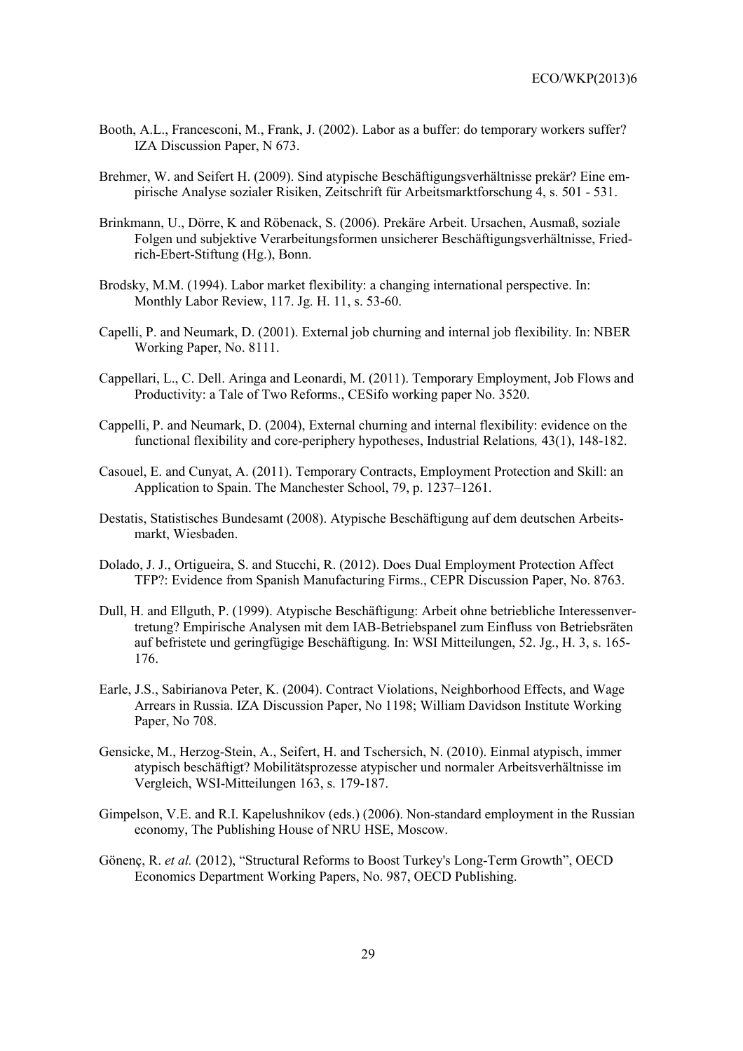Booth, A.L., Francesconi, M., Frank, J. (2002). Labor as a buffer: do temporary workers suffer? IZA Discussion Paper, N 673.

Brehmer, W. and Seifert H. (2009). Sind atypische Beschäftigungsverhältnisse prekär? Eine empirische Analyse sozialer Risiken, Zeitschrift für Arbeitsmarktforschung 4, s. 501 - 531.

Brinkmann, U., Dörre, K and Röbenack, S. (2006). Prekäre Arbeit. Ursachen, Ausmaß, soziale Folgen und subjektive Verarbeitungsformen unsicherer Beschäftigungsverhältnisse, Friedrich-Ebert-Stiftung (Hg.), Bonn.

Brodsky, M.M. (1994). Labor market flexibility: a changing international perspective. In: Monthly Labor Review, 117. Jg. H. 11, s. 53-60.

Capelli, P. and Neumark, D. (2001). External job churning and internal job flexibility. In: NBER Working Paper, No. 8111.

Cappellari, L., C. Dell. Aringa and Leonardi, M. (2011). Temporary Employment, Job Flows and Productivity: a Tale of Two Reforms., CESifo working paper No. 3520.

Cappelli, P. and Neumark, D. (2004), External churning and internal flexibility: evidence on the functional flexibility and core-periphery hypotheses, Industrial Relations*,* 43(1), 148-182.

Casouel, E. and Cunyat, A. (2011). Temporary Contracts, Employment Protection and Skill: an Application to Spain. The Manchester School, 79, p. 1237–1261.

Destatis, Statistisches Bundesamt (2008). Atypische Beschäftigung auf dem deutschen Arbeitsmarkt, Wiesbaden.

Dolado, J. J., Ortigueira, S. and Stucchi, R. (2012). Does Dual Employment Protection Affect TFP?: Evidence from Spanish Manufacturing Firms., CEPR Discussion Paper, No. 8763.

Dull, H. and Ellguth, P. (1999). Atypische Beschäftigung: Arbeit ohne betriebliche Interessenvertretung? Empirische Analysen mit dem IAB-Betriebspanel zum Einfluss von Betriebsräten auf befristete und geringfügige Beschäftigung. In: WSI Mitteilungen, 52. Jg., H. 3, s. 165-176.

Earle, J.S., Sabirianova Peter, K. (2004). Contract Violations, Neighborhood Effects, and Wage Arrears in Russia. IZA Discussion Paper, No 1198; William Davidson Institute Working Paper, No 708.

Gensicke, M., Herzog-Stein, A., Seifert, H. and Tschersich, N. (2010). Einmal atypisch, immer atypisch beschäftigt? Mobilitätsprozesse atypischer und normaler Arbeitsverhältnisse im Vergleich, WSI-Mitteilungen 163, s. 179-187.

Gimpelson, V.E. and R.I. Kapelushnikov (eds.) (2006). Non-standard employment in the Russian economy, The Publishing House of NRU HSE, Moscow.

Gönenç, R. *et al.* (2012), "Structural Reforms to Boost Turkey's Long-Term Growth", OECD Economics Department Working Papers, No. 987, OECD Publishing.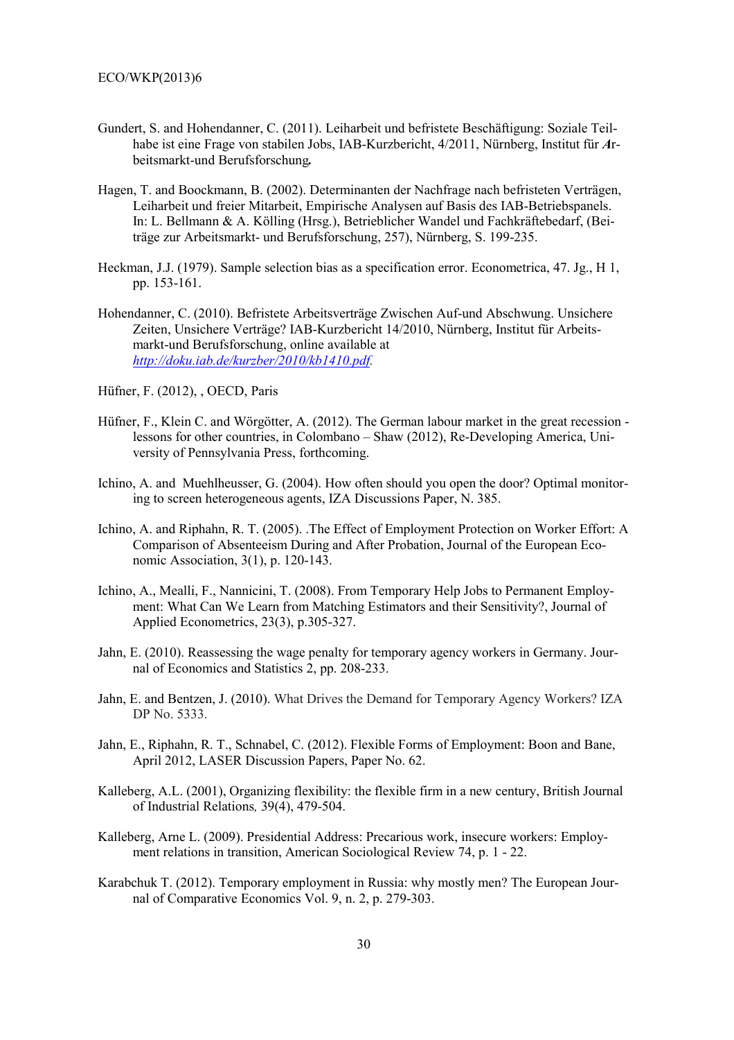Gundert, S. and Hohendanner, C. (2011). Leiharbeit und befristete Beschäftigung: Soziale Teilhabe ist eine Frage von stabilen Jobs, IAB-Kurzbericht, 4/2011, Nürnberg, Institut für *A*rbeitsmarkt-und Berufsforschung*.*

Hagen, T. and Boockmann, B. (2002). Determinanten der Nachfrage nach befristeten Verträgen, Leiharbeit und freier Mitarbeit, Empirische Analysen auf Basis des IAB-Betriebspanels. In: L. Bellmann & A. Kölling (Hrsg.), Betrieblicher Wandel und Fachkräftebedarf, (Beiträge zur Arbeitsmarkt- und Berufsforschung, 257), Nürnberg, S. 199-235.

Heckman, J.J. (1979). Sample selection bias as a specification error. Econometrica, 47. Jg., H 1, pp. 153-161.

Hohendanner, C. (2010). Befristete Arbeitsverträge Zwischen Auf-und Abschwung. Unsichere Zeiten, Unsichere Verträge? IAB-Kurzbericht 14/2010, Nürnberg, Institut für Arbeitsmarkt-und Berufsforschung, online available at *http://doku.iab.de/kurzber/2010/kb1410.pdf*.

Hüfner, F. (2012), , OECD, Paris

Hüfner, F., Klein C. and Wörgötter, A. (2012). The German labour market in the great recession - lessons for other countries, in Colombano – Shaw (2012), Re-Developing America, University of Pennsylvania Press, forthcoming.

Ichino, A. and Muehlheusser, G. (2004). How often should you open the door? Optimal monitoring to screen heterogeneous agents, IZA Discussions Paper, N. 385.

Ichino, A. and Riphahn, R. T. (2005). .The Effect of Employment Protection on Worker Effort: A Comparison of Absenteeism During and After Probation, Journal of the European Economic Association, 3(1), p. 120-143.

Ichino, A., Mealli, F., Nannicini, T. (2008). From Temporary Help Jobs to Permanent Employment: What Can We Learn from Matching Estimators and their Sensitivity?, Journal of Applied Econometrics, 23(3), p.305-327.

Jahn, E. (2010). Reassessing the wage penalty for temporary agency workers in Germany. Journal of Economics and Statistics 2, pp. 208-233.

Jahn, E. and Bentzen, J. (2010). What Drives the Demand for Temporary Agency Workers? IZA DP No. 5333.

Jahn, E., Riphahn, R. T., Schnabel, C. (2012). Flexible Forms of Employment: Boon and Bane, April 2012, LASER Discussion Papers, Paper No. 62.

Kalleberg, A.L. (2001), Organizing flexibility: the flexible firm in a new century, British Journal of Industrial Relations*,* 39(4), 479-504.

Kalleberg, Arne L. (2009). Presidential Address: Precarious work, insecure workers: Employment relations in transition, American Sociological Review 74, p. 1 - 22.

Karabchuk T. (2012). Temporary employment in Russia: why mostly men? The European Journal of Comparative Economics Vol. 9, n. 2, p. 279-303.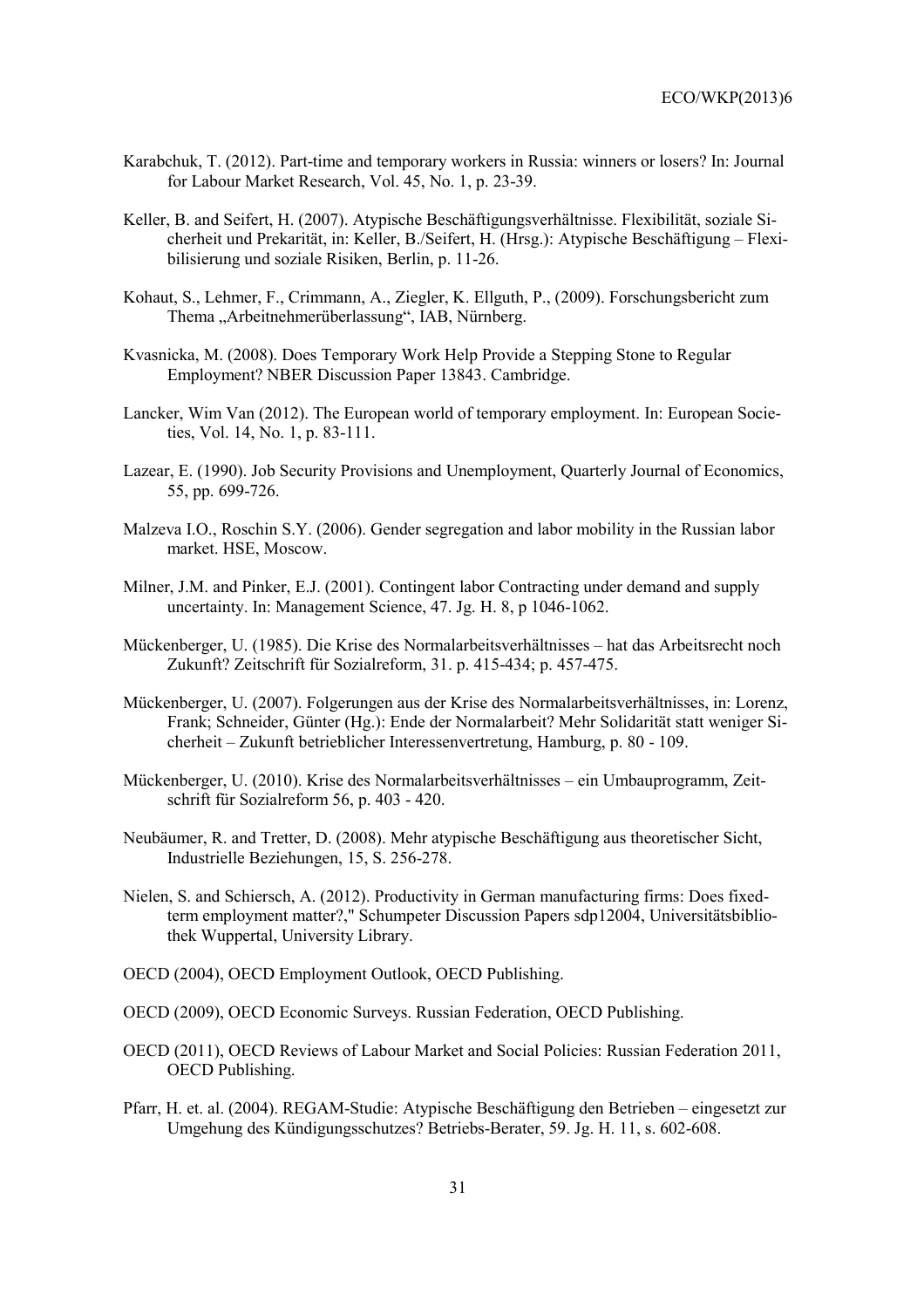Karabchuk, T. (2012). Part-time and temporary workers in Russia: winners or losers? In: Journal for Labour Market Research, Vol. 45, No. 1, p. 23-39.

Keller, B. and Seifert, H. (2007). Atypische Beschäftigungsverhältnisse. Flexibilität, soziale Sicherheit und Prekarität, in: Keller, B./Seifert, H. (Hrsg.): Atypische Beschäftigung – Flexibilisierung und soziale Risiken, Berlin, p. 11-26.

Kohaut, S., Lehmer, F., Crimmann, A., Ziegler, K. Ellguth, P., (2009). Forschungsbericht zum Thema „Arbeitnehmerüberlassung", IAB, Nürnberg.

Kvasnicka, M. (2008). Does Temporary Work Help Provide a Stepping Stone to Regular Employment? NBER Discussion Paper 13843. Cambridge.

Lancker, Wim Van (2012). The European world of temporary employment. In: European Societies, Vol. 14, No. 1, p. 83-111.

Lazear, E. (1990). Job Security Provisions and Unemployment, Quarterly Journal of Economics, 55, pp. 699-726.

Malzeva I.O., Roschin S.Y. (2006). Gender segregation and labor mobility in the Russian labor market. HSE, Moscow.

Milner, J.M. and Pinker, E.J. (2001). Contingent labor Contracting under demand and supply uncertainty. In: Management Science, 47. Jg. H. 8, p 1046-1062.

Mückenberger, U. (1985). Die Krise des Normalarbeitsverhältnisses – hat das Arbeitsrecht noch Zukunft? Zeitschrift für Sozialreform, 31. p. 415-434; p. 457-475.

Mückenberger, U. (2007). Folgerungen aus der Krise des Normalarbeitsverhältnisses, in: Lorenz, Frank; Schneider, Günter (Hg.): Ende der Normalarbeit? Mehr Solidarität statt weniger Sicherheit – Zukunft betrieblicher Interessenvertretung, Hamburg, p. 80 - 109.

Mückenberger, U. (2010). Krise des Normalarbeitsverhältnisses – ein Umbauprogramm, Zeitschrift für Sozialreform 56, p. 403 - 420.

Neubäumer, R. and Tretter, D. (2008). Mehr atypische Beschäftigung aus theoretischer Sicht, Industrielle Beziehungen, 15, S. 256-278.

Nielen, S. and Schiersch, A. (2012). Productivity in German manufacturing firms: Does fixed-term employment matter?," Schumpeter Discussion Papers sdp12004, Universitätsbibliothek Wuppertal, University Library.

OECD (2004), OECD Employment Outlook, OECD Publishing.

OECD (2009), OECD Economic Surveys. Russian Federation, OECD Publishing.

OECD (2011), OECD Reviews of Labour Market and Social Policies: Russian Federation 2011, OECD Publishing.

Pfarr, H. et. al. (2004). REGAM-Studie: Atypische Beschäftigung den Betrieben – eingesetzt zur Umgehung des Kündigungsschutzes? Betriebs-Berater, 59. Jg. H. 11, s. 602-608.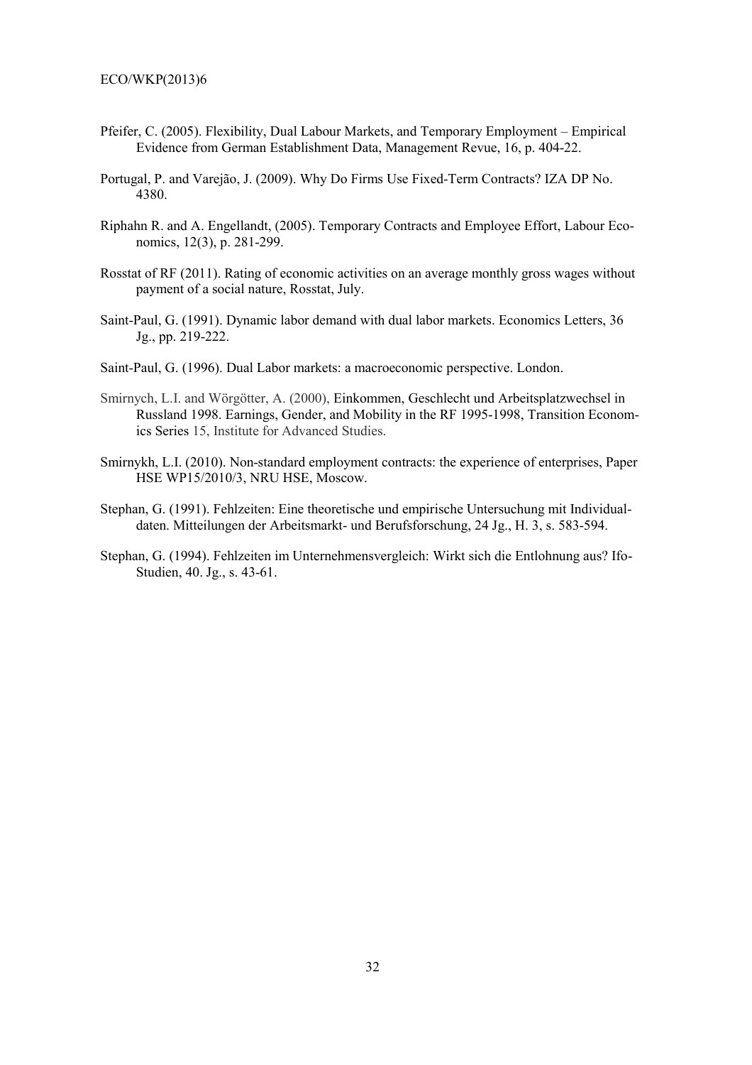Pfeifer, C. (2005). Flexibility, Dual Labour Markets, and Temporary Employment – Empirical Evidence from German Establishment Data, Management Revue, 16, p. 404-22.

Portugal, P. and Varejão, J. (2009). Why Do Firms Use Fixed-Term Contracts? IZA DP No. 4380.

Riphahn R. and A. Engellandt, (2005). Temporary Contracts and Employee Effort, Labour Economics, 12(3), p. 281-299.

Rosstat of RF (2011). Rating of economic activities on an average monthly gross wages without payment of a social nature, Rosstat, July.

Saint-Paul, G. (1991). Dynamic labor demand with dual labor markets. Economics Letters, 36 Jg., pp. 219-222.

Saint-Paul, G. (1996). Dual Labor markets: a macroeconomic perspective. London.

Smirnych, L.I. and Wörgötter, A. (2000), Einkommen, Geschlecht und Arbeitsplatzwechsel in Russland 1998. Earnings, Gender, and Mobility in the RF 1995-1998, Transition Economics Series 15, Institute for Advanced Studies.

Smirnykh, L.I. (2010). Non-standard employment contracts: the experience of enterprises, Paper HSE WP15/2010/3, NRU HSE, Moscow.

Stephan, G. (1991). Fehlzeiten: Eine theoretische und empirische Untersuchung mit Individualdaten. Mitteilungen der Arbeitsmarkt- und Berufsforschung, 24 Jg., H. 3, s. 583-594.

Stephan, G. (1994). Fehlzeiten im Unternehmensvergleich: Wirkt sich die Entlohnung aus? Ifo-Studien, 40. Jg., s. 43-61.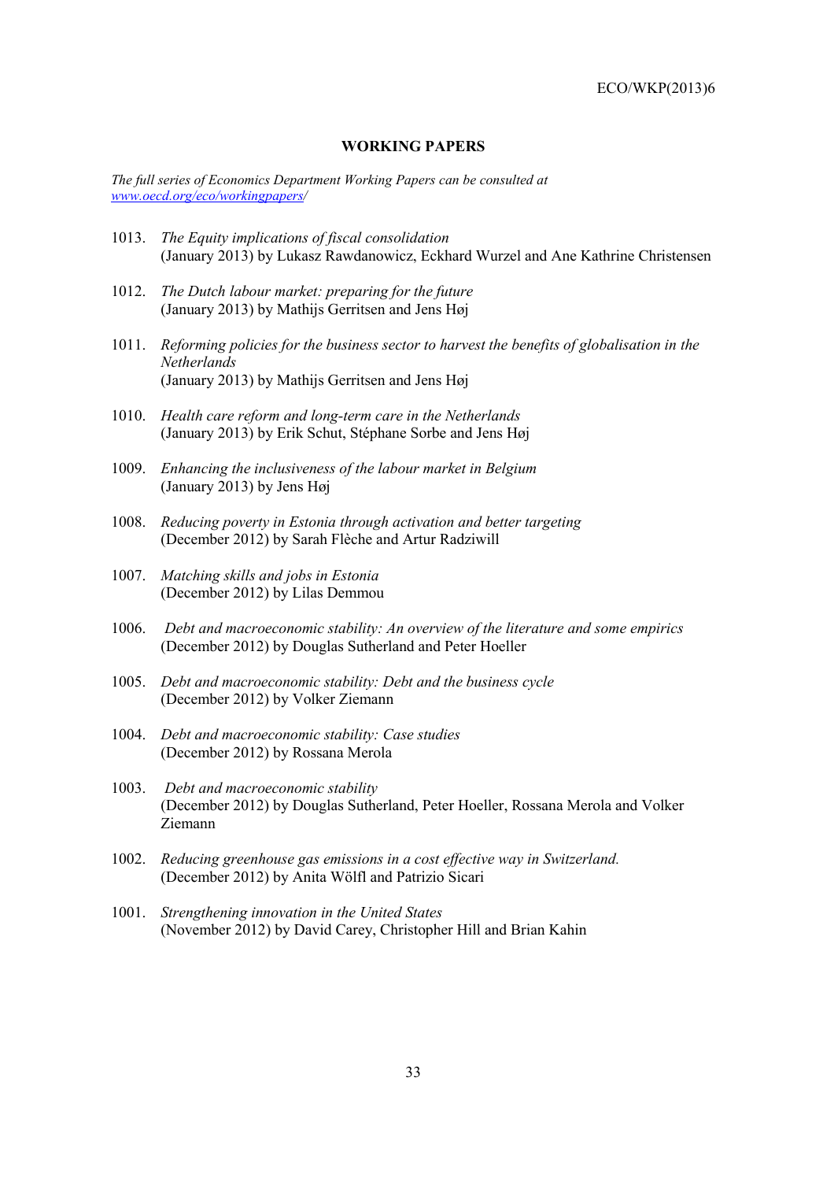## WORKING PAPERS

*The full series of Economics Department Working Papers can be consulted at [www.oecd.org/eco/workingpapers/](www.oecd.org/eco/workingpapers/)*

1013. *The Equity implications of fiscal consolidation*
(January 2013) by Lukasz Rawdanowicz, Eckhard Wurzel and Ane Kathrine Christensen

1012. *The Dutch labour market: preparing for the future*
(January 2013) by Mathijs Gerritsen and Jens Høj

1011. *Reforming policies for the business sector to harvest the benefits of globalisation in the Netherlands*
(January 2013) by Mathijs Gerritsen and Jens Høj

1010. *Health care reform and long-term care in the Netherlands*
(January 2013) by Erik Schut, Stéphane Sorbe and Jens Høj

1009. *Enhancing the inclusiveness of the labour market in Belgium*
(January 2013) by Jens Høj

1008. *Reducing poverty in Estonia through activation and better targeting*
(December 2012) by Sarah Flèche and Artur Radziwill

1007. *Matching skills and jobs in Estonia*
(December 2012) by Lilas Demmou

1006. *Debt and macroeconomic stability: An overview of the literature and some empirics*
(December 2012) by Douglas Sutherland and Peter Hoeller

1005. *Debt and macroeconomic stability: Debt and the business cycle*
(December 2012) by Volker Ziemann

1004. *Debt and macroeconomic stability: Case studies*
(December 2012) by Rossana Merola

1003. *Debt and macroeconomic stability*
(December 2012) by Douglas Sutherland, Peter Hoeller, Rossana Merola and Volker Ziemann

1002. *Reducing greenhouse gas emissions in a cost effective way in Switzerland.*
(December 2012) by Anita Wölfl and Patrizio Sicari

1001. *Strengthening innovation in the United States*
(November 2012) by David Carey, Christopher Hill and Brian Kahin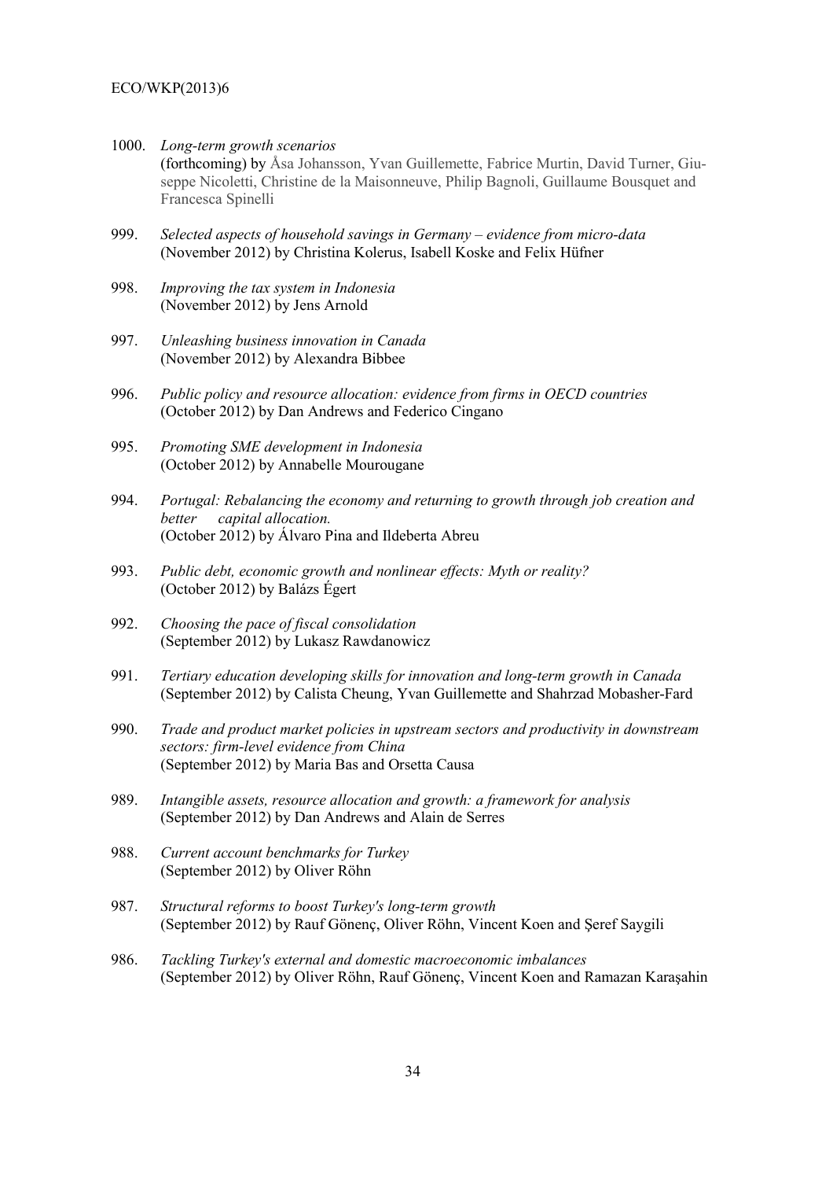1000. *Long-term growth scenarios*
(forthcoming) by Åsa Johansson, Yvan Guillemette, Fabrice Murtin, David Turner, Giuseppe Nicoletti, Christine de la Maisonneuve, Philip Bagnoli, Guillaume Bousquet and Francesca Spinelli

999. *Selected aspects of household savings in Germany – evidence from micro-data*
(November 2012) by Christina Kolerus, Isabell Koske and Felix Hüfner

998. *Improving the tax system in Indonesia*
(November 2012) by Jens Arnold

997. *Unleashing business innovation in Canada*
(November 2012) by Alexandra Bibbee

996. *Public policy and resource allocation: evidence from firms in OECD countries*
(October 2012) by Dan Andrews and Federico Cingano

995. *Promoting SME development in Indonesia*
(October 2012) by Annabelle Mourougane

994. *Portugal: Rebalancing the economy and returning to growth through job creation and better capital allocation.*
(October 2012) by Álvaro Pina and Ildeberta Abreu

993. *Public debt, economic growth and nonlinear effects: Myth or reality?*
(October 2012) by Balázs Égert

992. *Choosing the pace of fiscal consolidation*
(September 2012) by Lukasz Rawdanowicz

991. *Tertiary education developing skills for innovation and long-term growth in Canada*
(September 2012) by Calista Cheung, Yvan Guillemette and Shahrzad Mobasher-Fard

990. *Trade and product market policies in upstream sectors and productivity in downstream sectors: firm-level evidence from China*
(September 2012) by Maria Bas and Orsetta Causa

989. *Intangible assets, resource allocation and growth: a framework for analysis*
(September 2012) by Dan Andrews and Alain de Serres

988. *Current account benchmarks for Turkey*
(September 2012) by Oliver Röhn

987. *Structural reforms to boost Turkey's long-term growth*
(September 2012) by Rauf Gönenç, Oliver Röhn, Vincent Koen and Şeref Saygili

986. *Tackling Turkey's external and domestic macroeconomic imbalances*
(September 2012) by Oliver Röhn, Rauf Gönenç, Vincent Koen and Ramazan Karaşahin